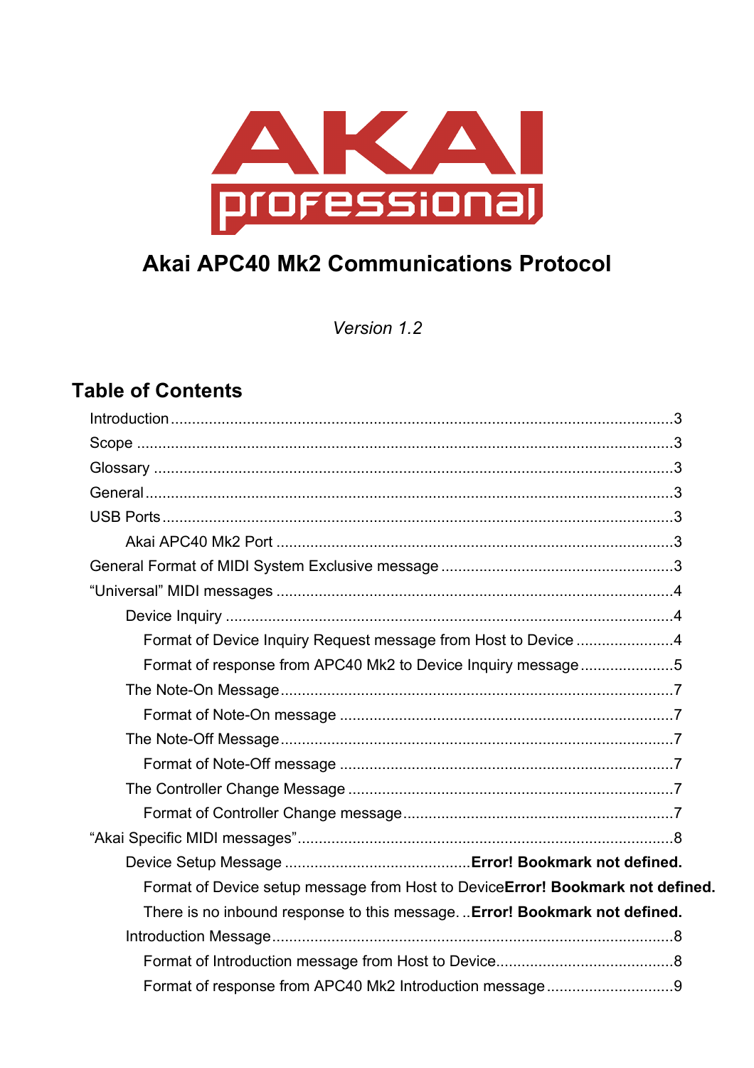AKAI professional

# Akai APC40 Mk2 Communications Protocol

*Version 1.2*

## Table of Contents

- Introduction ..... 3
- Scope ..... 3
- Glossary ..... 3
- General ..... 3
- USB Ports ..... 3
  - Akai APC40 Mk2 Port ..... 3
- General Format of MIDI System Exclusive message ..... 3
- “Universal” MIDI messages ..... 4
  - Device Inquiry ..... 4
    - Format of Device Inquiry Request message from Host to Device ..... 4
    - Format of response from APC40 Mk2 to Device Inquiry message ..... 5
  - The Note-On Message ..... 7
    - Format of Note-On message ..... 7
  - The Note-Off Message ..... 7
    - Format of Note-Off message ..... 7
  - The Controller Change Message ..... 7
    - Format of Controller Change message ..... 7
- “Akai Specific MIDI messages” ..... 8
  - Device Setup Message ..... **Error! Bookmark not defined.**
    - Format of Device setup message from Host to Device **Error! Bookmark not defined.**
    - There is no inbound response to this message. .. **Error! Bookmark not defined.**
  - Introduction Message ..... 8
    - Format of Introduction message from Host to Device ..... 8
    - Format of response from APC40 Mk2 Introduction message ..... 9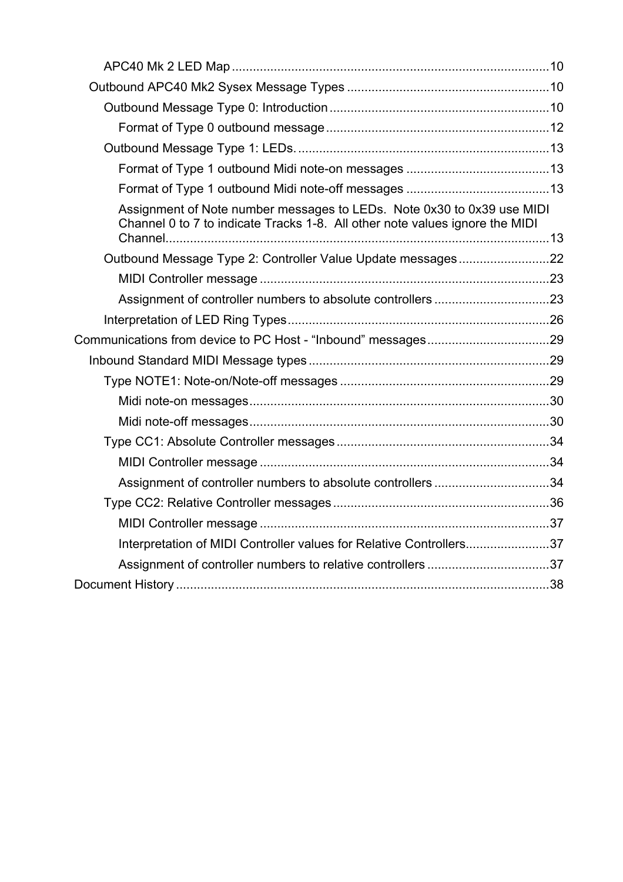APC40 Mk 2 LED Map ..........................................................................................10

Outbound APC40 Mk2 Sysex Message Types ..........................................................10

Outbound Message Type 0: Introduction ..............................................................10

Format of Type 0 outbound message ................................................................12

Outbound Message Type 1: LEDs. .......................................................................13

Format of Type 1 outbound Midi note-on messages .........................................13

Format of Type 1 outbound Midi note-off messages .........................................13

Assignment of Note number messages to LEDs. Note 0x30 to 0x39 use MIDI Channel 0 to 7 to indicate Tracks 1-8. All other note values ignore the MIDI Channel..............................................................................................................13

Outbound Message Type 2: Controller Value Update messages ..........................22

MIDI Controller message ...................................................................................23

Assignment of controller numbers to absolute controllers .................................23

Interpretation of LED Ring Types...........................................................................26

Communications from device to PC Host - “Inbound” messages...................................29

Inbound Standard MIDI Message types .....................................................................29

Type NOTE1: Note-on/Note-off messages ............................................................29

Midi note-on messages......................................................................................30

Midi note-off messages......................................................................................30

Type CC1: Absolute Controller messages .............................................................34

MIDI Controller message ...................................................................................34

Assignment of controller numbers to absolute controllers .................................34

Type CC2: Relative Controller messages ..............................................................36

MIDI Controller message ...................................................................................37

Interpretation of MIDI Controller values for Relative Controllers........................37

Assignment of controller numbers to relative controllers ...................................37

Document History ...........................................................................................................38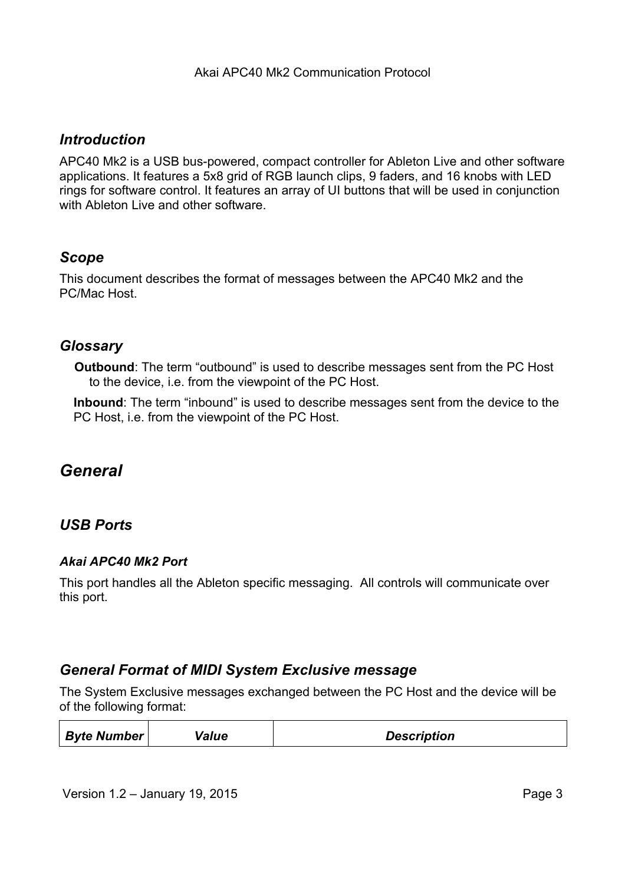## *Introduction*

APC40 Mk2 is a USB bus-powered, compact controller for Ableton Live and other software applications. It features a 5x8 grid of RGB launch clips, 9 faders, and 16 knobs with LED rings for software control. It features an array of UI buttons that will be used in conjunction with Ableton Live and other software.

## *Scope*

This document describes the format of messages between the APC40 Mk2 and the PC/Mac Host.

## *Glossary*

**Outbound**: The term "outbound" is used to describe messages sent from the PC Host to the device, i.e. from the viewpoint of the PC Host.

**Inbound**: The term "inbound" is used to describe messages sent from the device to the PC Host, i.e. from the viewpoint of the PC Host.

# *General*

## *USB Ports*

### *Akai APC40 Mk2 Port*

This port handles all the Ableton specific messaging. All controls will communicate over this port.

## *General Format of MIDI System Exclusive message*

The System Exclusive messages exchanged between the PC Host and the device will be of the following format:

| *Byte Number* | *Value* | *Description* |
|---|---|---|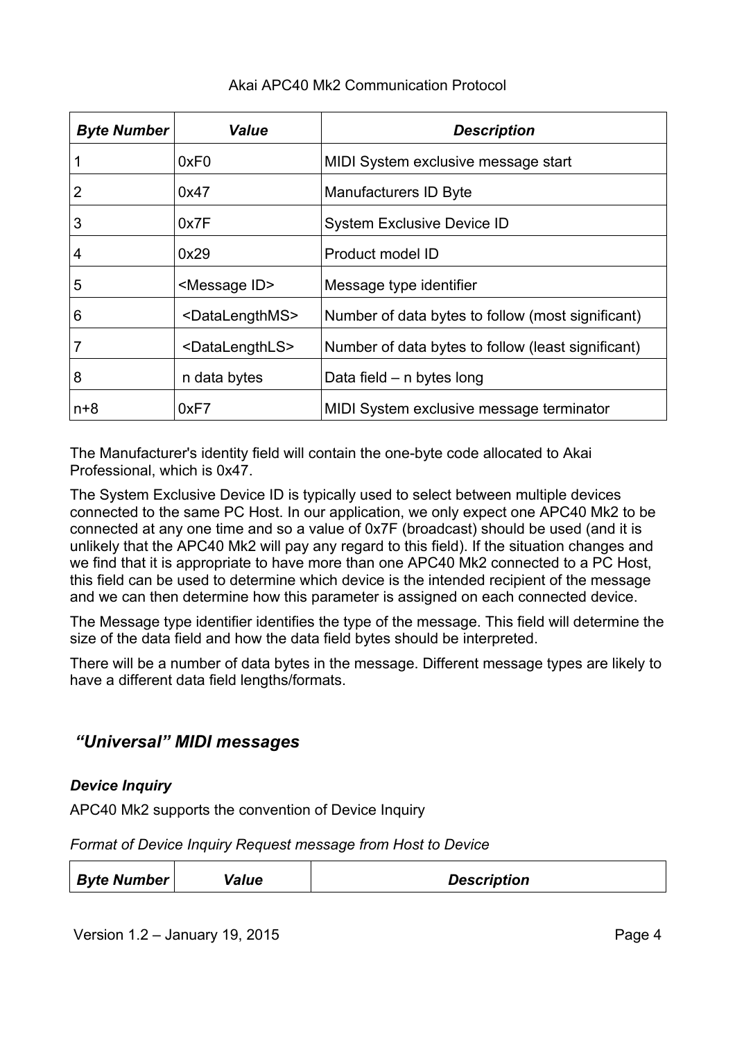| Byte Number | Value | Description |
|---|---|---|
| 1 | 0xF0 | MIDI System exclusive message start |
| 2 | 0x47 | Manufacturers ID Byte |
| 3 | 0x7F | System Exclusive Device ID |
| 4 | 0x29 | Product model ID |
| 5 | <Message ID> | Message type identifier |
| 6 | <DataLengthMS> | Number of data bytes to follow (most significant) |
| 7 | <DataLengthLS> | Number of data bytes to follow (least significant) |
| 8 | n data bytes | Data field – n bytes long |
| n+8 | 0xF7 | MIDI System exclusive message terminator |

The Manufacturer's identity field will contain the one-byte code allocated to Akai Professional, which is 0x47.

The System Exclusive Device ID is typically used to select between multiple devices connected to the same PC Host. In our application, we only expect one APC40 Mk2 to be connected at any one time and so a value of 0x7F (broadcast) should be used (and it is unlikely that the APC40 Mk2 will pay any regard to this field). If the situation changes and we find that it is appropriate to have more than one APC40 Mk2 connected to a PC Host, this field can be used to determine which device is the intended recipient of the message and we can then determine how this parameter is assigned on each connected device.

The Message type identifier identifies the type of the message. This field will determine the size of the data field and how the data field bytes should be interpreted.

There will be a number of data bytes in the message. Different message types are likely to have a different data field lengths/formats.

## *"Universal" MIDI messages*

### *Device Inquiry*

APC40 Mk2 supports the convention of Device Inquiry

*Format of Device Inquiry Request message from Host to Device*

| Byte Number | Value | Description |
|---|---|---|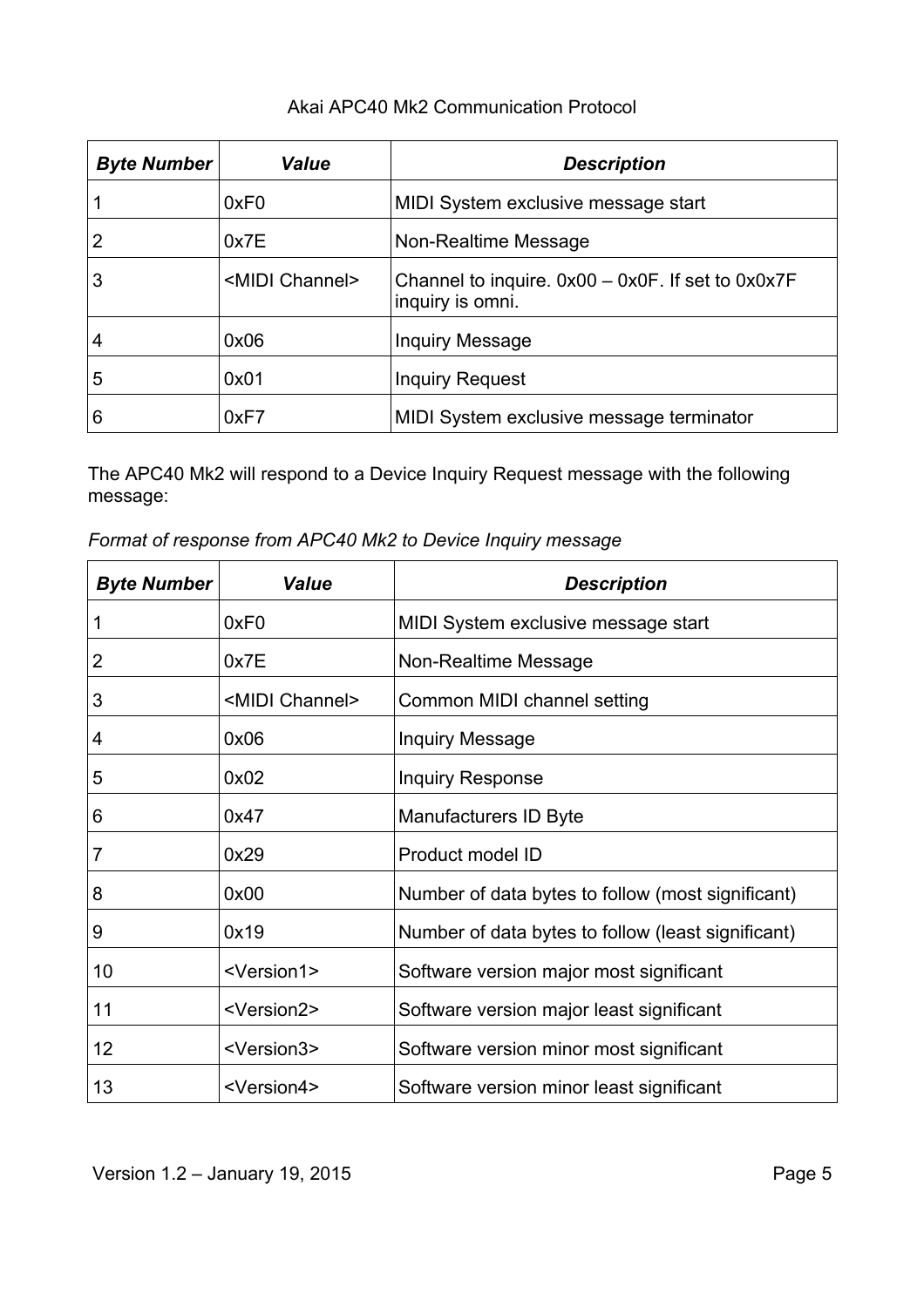| *Byte Number* | *Value* | *Description* |
|---|---|---|
| 1 | 0xF0 | MIDI System exclusive message start |
| 2 | 0x7E | Non-Realtime Message |
| 3 | <MIDI Channel> | Channel to inquire. 0x00 – 0x0F. If set to 0x0x7F inquiry is omni. |
| 4 | 0x06 | Inquiry Message |
| 5 | 0x01 | Inquiry Request |
| 6 | 0xF7 | MIDI System exclusive message terminator |

The APC40 Mk2 will respond to a Device Inquiry Request message with the following message:

*Format of response from APC40 Mk2 to Device Inquiry message*

| *Byte Number* | *Value* | *Description* |
|---|---|---|
| 1 | 0xF0 | MIDI System exclusive message start |
| 2 | 0x7E | Non-Realtime Message |
| 3 | <MIDI Channel> | Common MIDI channel setting |
| 4 | 0x06 | Inquiry Message |
| 5 | 0x02 | Inquiry Response |
| 6 | 0x47 | Manufacturers ID Byte |
| 7 | 0x29 | Product model ID |
| 8 | 0x00 | Number of data bytes to follow (most significant) |
| 9 | 0x19 | Number of data bytes to follow (least significant) |
| 10 | <Version1> | Software version major most significant |
| 11 | <Version2> | Software version major least significant |
| 12 | <Version3> | Software version minor most significant |
| 13 | <Version4> | Software version minor least significant |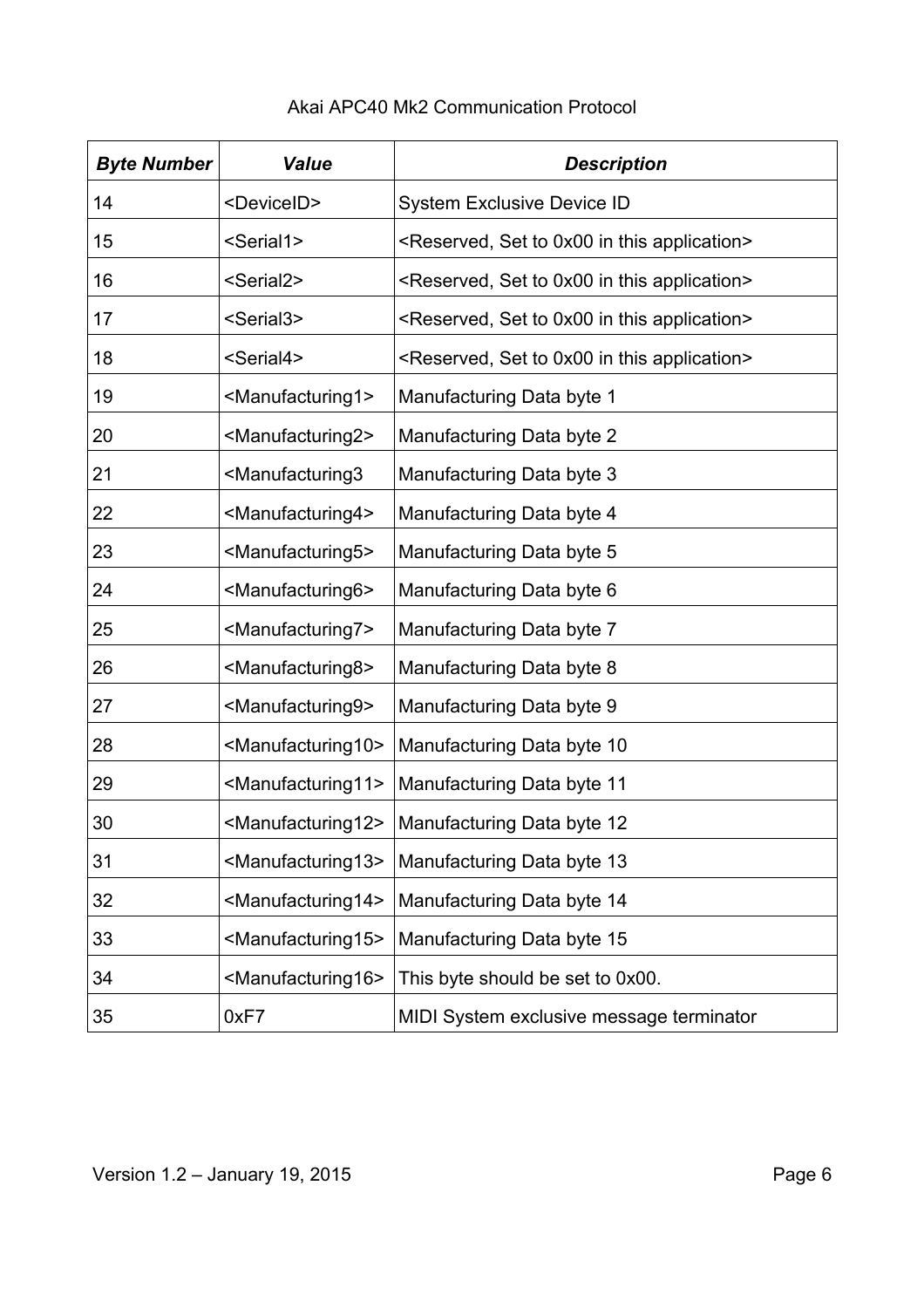| ***Byte Number*** | ***Value*** | ***Description*** |
|---|---|---|
| 14 | <DeviceID> | System Exclusive Device ID |
| 15 | <Serial1> | <Reserved, Set to 0x00 in this application> |
| 16 | <Serial2> | <Reserved, Set to 0x00 in this application> |
| 17 | <Serial3> | <Reserved, Set to 0x00 in this application> |
| 18 | <Serial4> | <Reserved, Set to 0x00 in this application> |
| 19 | <Manufacturing1> | Manufacturing Data byte 1 |
| 20 | <Manufacturing2> | Manufacturing Data byte 2 |
| 21 | <Manufacturing3 | Manufacturing Data byte 3 |
| 22 | <Manufacturing4> | Manufacturing Data byte 4 |
| 23 | <Manufacturing5> | Manufacturing Data byte 5 |
| 24 | <Manufacturing6> | Manufacturing Data byte 6 |
| 25 | <Manufacturing7> | Manufacturing Data byte 7 |
| 26 | <Manufacturing8> | Manufacturing Data byte 8 |
| 27 | <Manufacturing9> | Manufacturing Data byte 9 |
| 28 | <Manufacturing10> | Manufacturing Data byte 10 |
| 29 | <Manufacturing11> | Manufacturing Data byte 11 |
| 30 | <Manufacturing12> | Manufacturing Data byte 12 |
| 31 | <Manufacturing13> | Manufacturing Data byte 13 |
| 32 | <Manufacturing14> | Manufacturing Data byte 14 |
| 33 | <Manufacturing15> | Manufacturing Data byte 15 |
| 34 | <Manufacturing16> | This byte should be set to 0x00. |
| 35 | 0xF7 | MIDI System exclusive message terminator |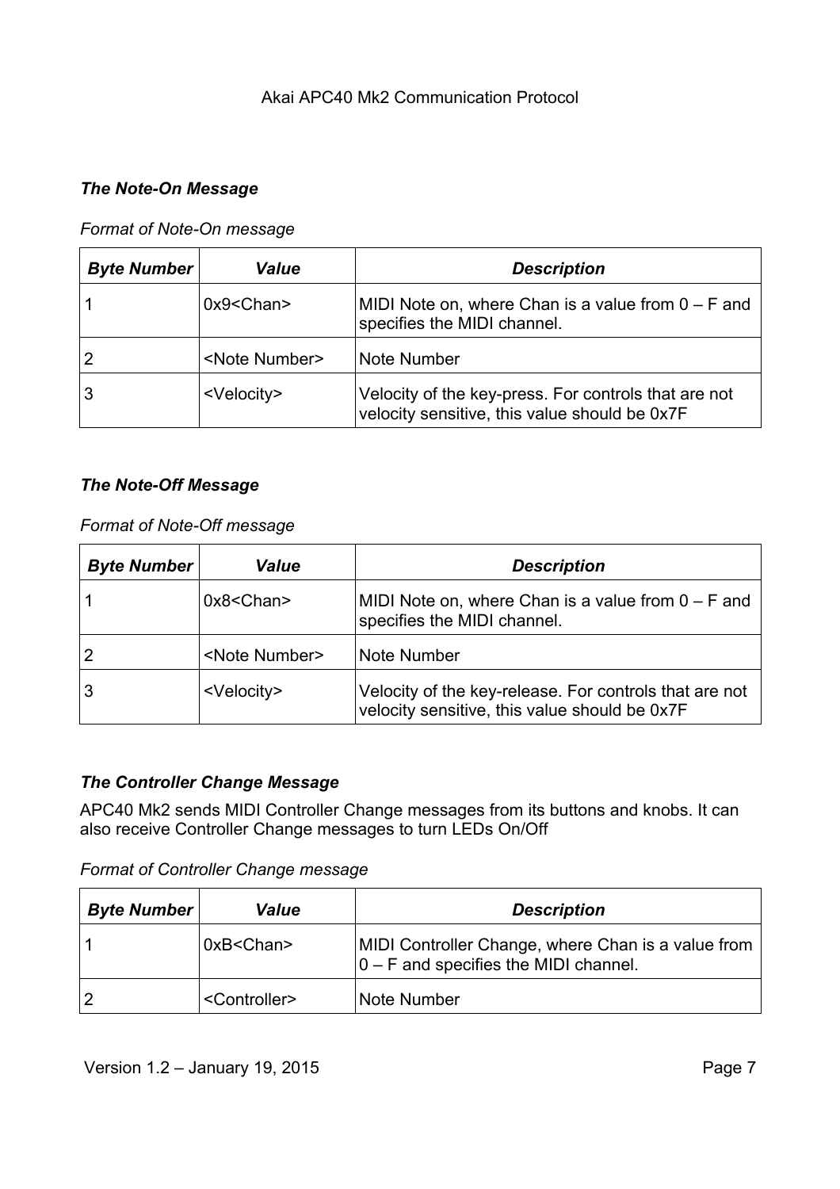### *The Note-On Message*

*Format of Note-On message*

| *Byte Number* | *Value* | *Description* |
|---|---|---|
| 1 | 0x9<Chan> | MIDI Note on, where Chan is a value from 0 – F and specifies the MIDI channel. |
| 2 | <Note Number> | Note Number |
| 3 | <Velocity> | Velocity of the key-press. For controls that are not velocity sensitive, this value should be 0x7F |

### *The Note-Off Message*

*Format of Note-Off message*

| *Byte Number* | *Value* | *Description* |
|---|---|---|
| 1 | 0x8<Chan> | MIDI Note on, where Chan is a value from 0 – F and specifies the MIDI channel. |
| 2 | <Note Number> | Note Number |
| 3 | <Velocity> | Velocity of the key-release. For controls that are not velocity sensitive, this value should be 0x7F |

### *The Controller Change Message*

APC40 Mk2 sends MIDI Controller Change messages from its buttons and knobs. It can also receive Controller Change messages to turn LEDs On/Off

*Format of Controller Change message*

| *Byte Number* | *Value* | *Description* |
|---|---|---|
| 1 | 0xB<Chan> | MIDI Controller Change, where Chan is a value from 0 – F and specifies the MIDI channel. |
| 2 | <Controller> | Note Number |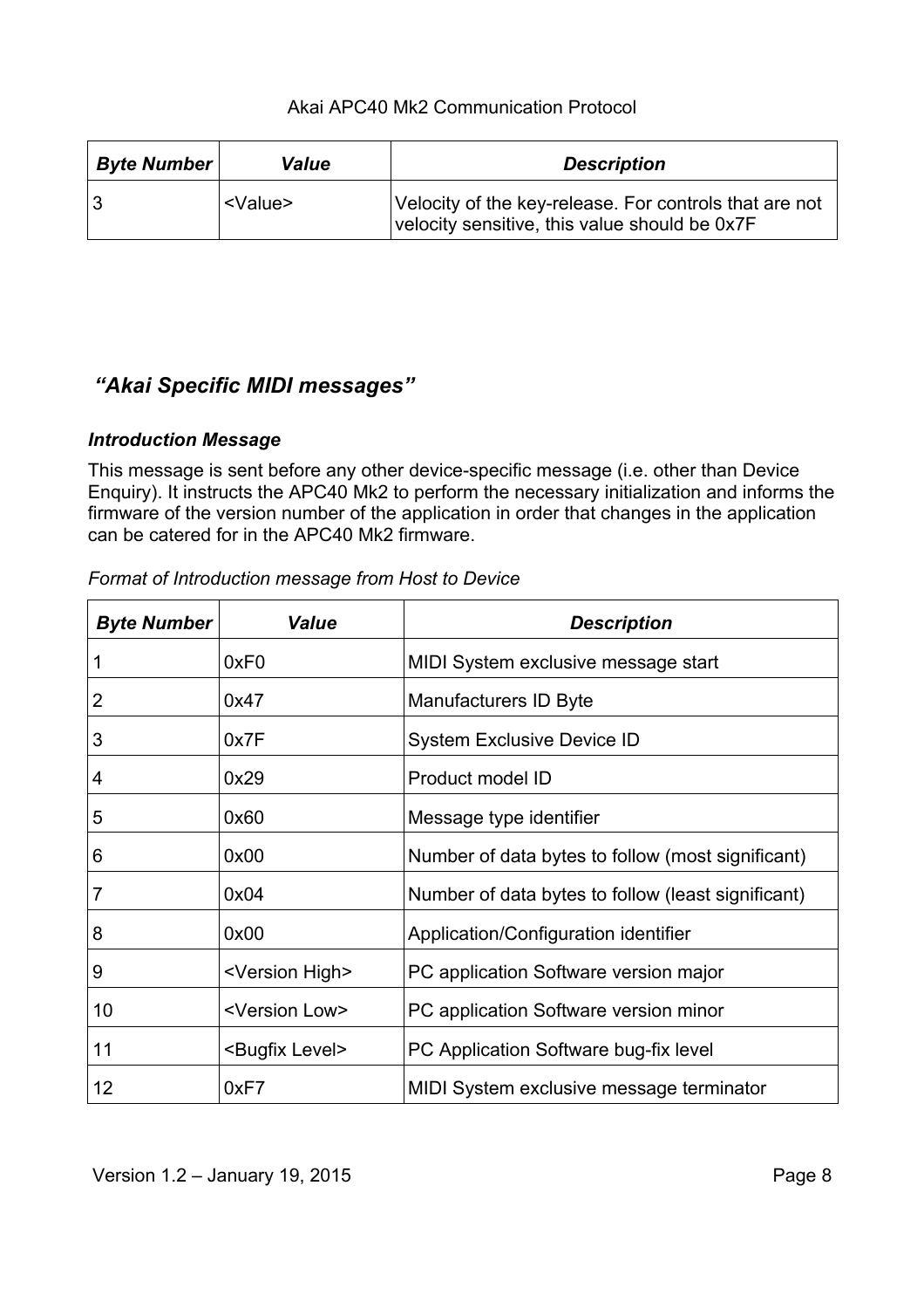| Byte Number | Value | Description |
|---|---|---|
| 3 | <Value> | Velocity of the key-release. For controls that are not velocity sensitive, this value should be 0x7F |

## *"Akai Specific MIDI messages"*

### *Introduction Message*

This message is sent before any other device-specific message (i.e. other than Device Enquiry). It instructs the APC40 Mk2 to perform the necessary initialization and informs the firmware of the version number of the application in order that changes in the application can be catered for in the APC40 Mk2 firmware.

*Format of Introduction message from Host to Device*

| Byte Number | Value | Description |
|---|---|---|
| 1 | 0xF0 | MIDI System exclusive message start |
| 2 | 0x47 | Manufacturers ID Byte |
| 3 | 0x7F | System Exclusive Device ID |
| 4 | 0x29 | Product model ID |
| 5 | 0x60 | Message type identifier |
| 6 | 0x00 | Number of data bytes to follow (most significant) |
| 7 | 0x04 | Number of data bytes to follow (least significant) |
| 8 | 0x00 | Application/Configuration identifier |
| 9 | <Version High> | PC application Software version major |
| 10 | <Version Low> | PC application Software version minor |
| 11 | <Bugfix Level> | PC Application Software bug-fix level |
| 12 | 0xF7 | MIDI System exclusive message terminator |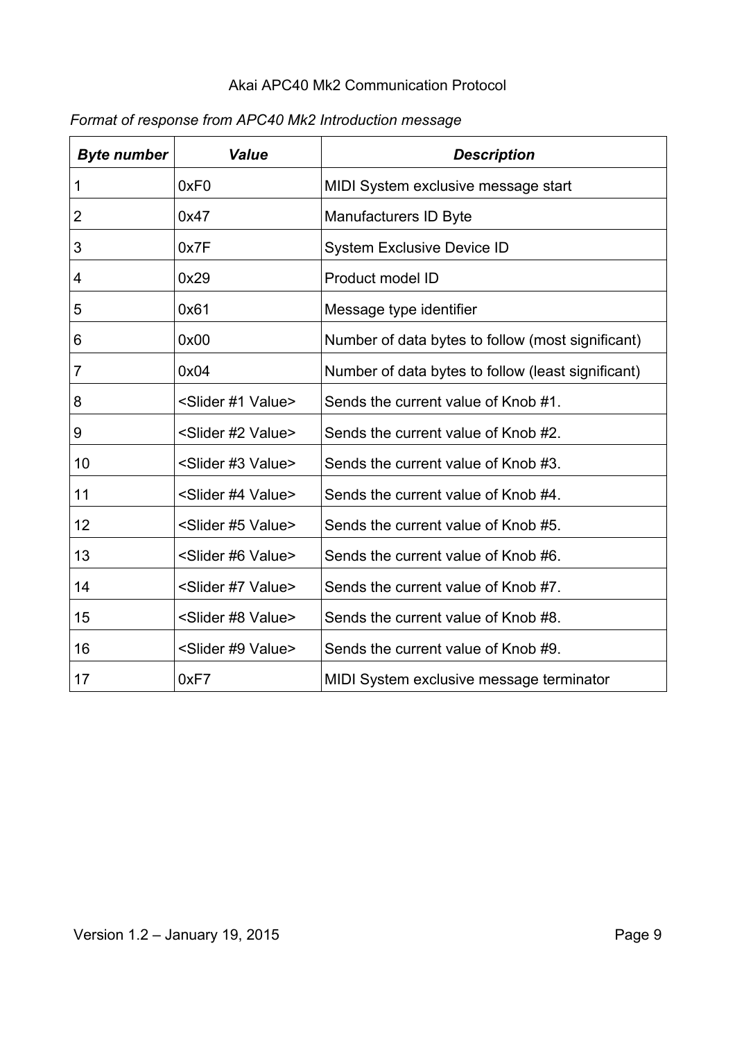*Format of response from APC40 Mk2 Introduction message*

| ***Byte number*** | ***Value*** | ***Description*** |
| --- | --- | --- |
| 1 | 0xF0 | MIDI System exclusive message start |
| 2 | 0x47 | Manufacturers ID Byte |
| 3 | 0x7F | System Exclusive Device ID |
| 4 | 0x29 | Product model ID |
| 5 | 0x61 | Message type identifier |
| 6 | 0x00 | Number of data bytes to follow (most significant) |
| 7 | 0x04 | Number of data bytes to follow (least significant) |
| 8 | <Slider #1 Value> | Sends the current value of Knob #1. |
| 9 | <Slider #2 Value> | Sends the current value of Knob #2. |
| 10 | <Slider #3 Value> | Sends the current value of Knob #3. |
| 11 | <Slider #4 Value> | Sends the current value of Knob #4. |
| 12 | <Slider #5 Value> | Sends the current value of Knob #5. |
| 13 | <Slider #6 Value> | Sends the current value of Knob #6. |
| 14 | <Slider #7 Value> | Sends the current value of Knob #7. |
| 15 | <Slider #8 Value> | Sends the current value of Knob #8. |
| 16 | <Slider #9 Value> | Sends the current value of Knob #9. |
| 17 | 0xF7 | MIDI System exclusive message terminator |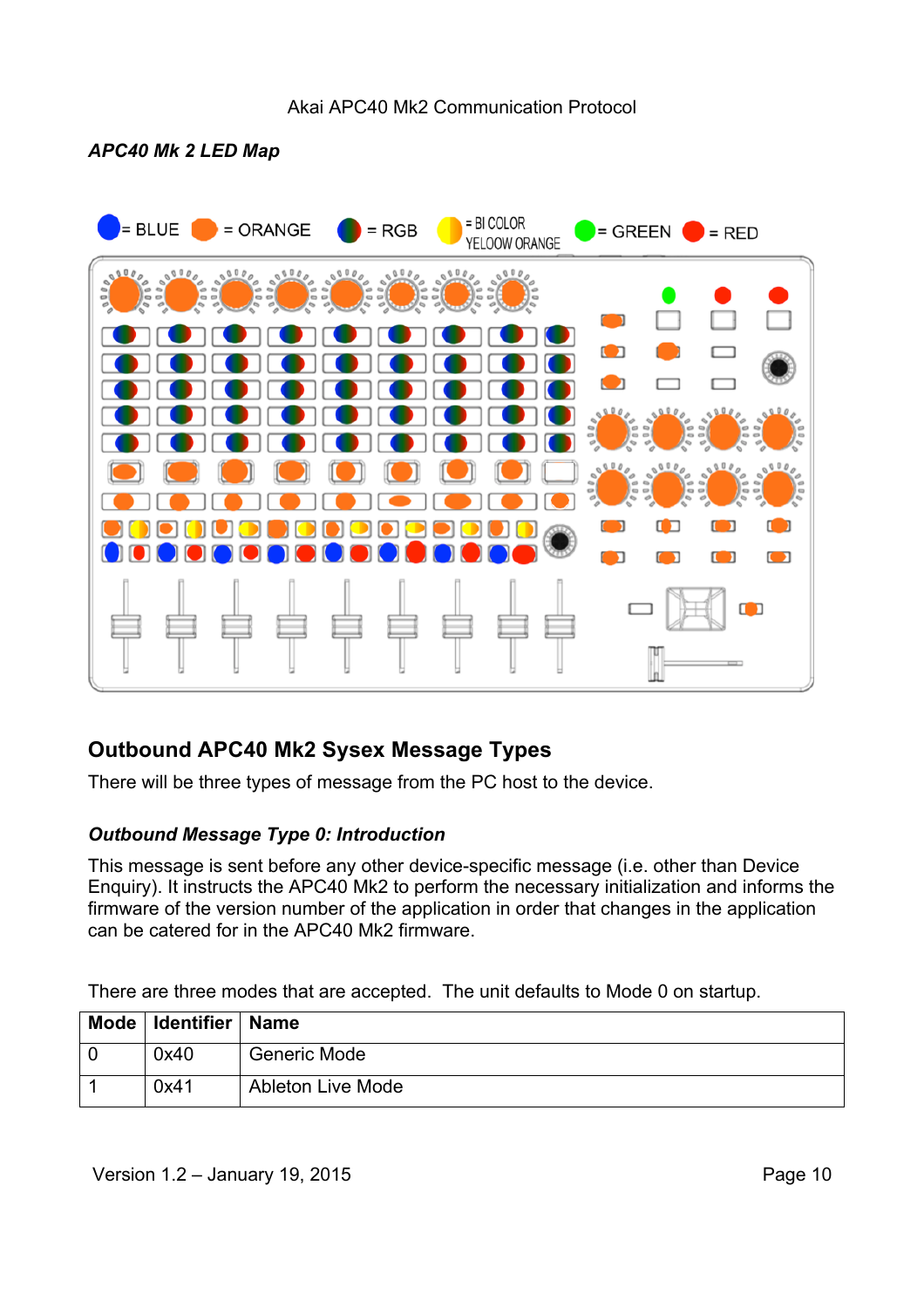*APC40 Mk 2 LED Map*

= BLUE = ORANGE = RGB = BI COLOR YELOOW ORANGE = GREEN = RED

## Outbound APC40 Mk2 Sysex Message Types

There will be three types of message from the PC host to the device.

### *Outbound Message Type 0: Introduction*

This message is sent before any other device-specific message (i.e. other than Device Enquiry). It instructs the APC40 Mk2 to perform the necessary initialization and informs the firmware of the version number of the application in order that changes in the application can be catered for in the APC40 Mk2 firmware.

There are three modes that are accepted. The unit defaults to Mode 0 on startup.

| Mode | Identifier | Name |
| --- | --- | --- |
| 0 | 0x40 | Generic Mode |
| 1 | 0x41 | Ableton Live Mode |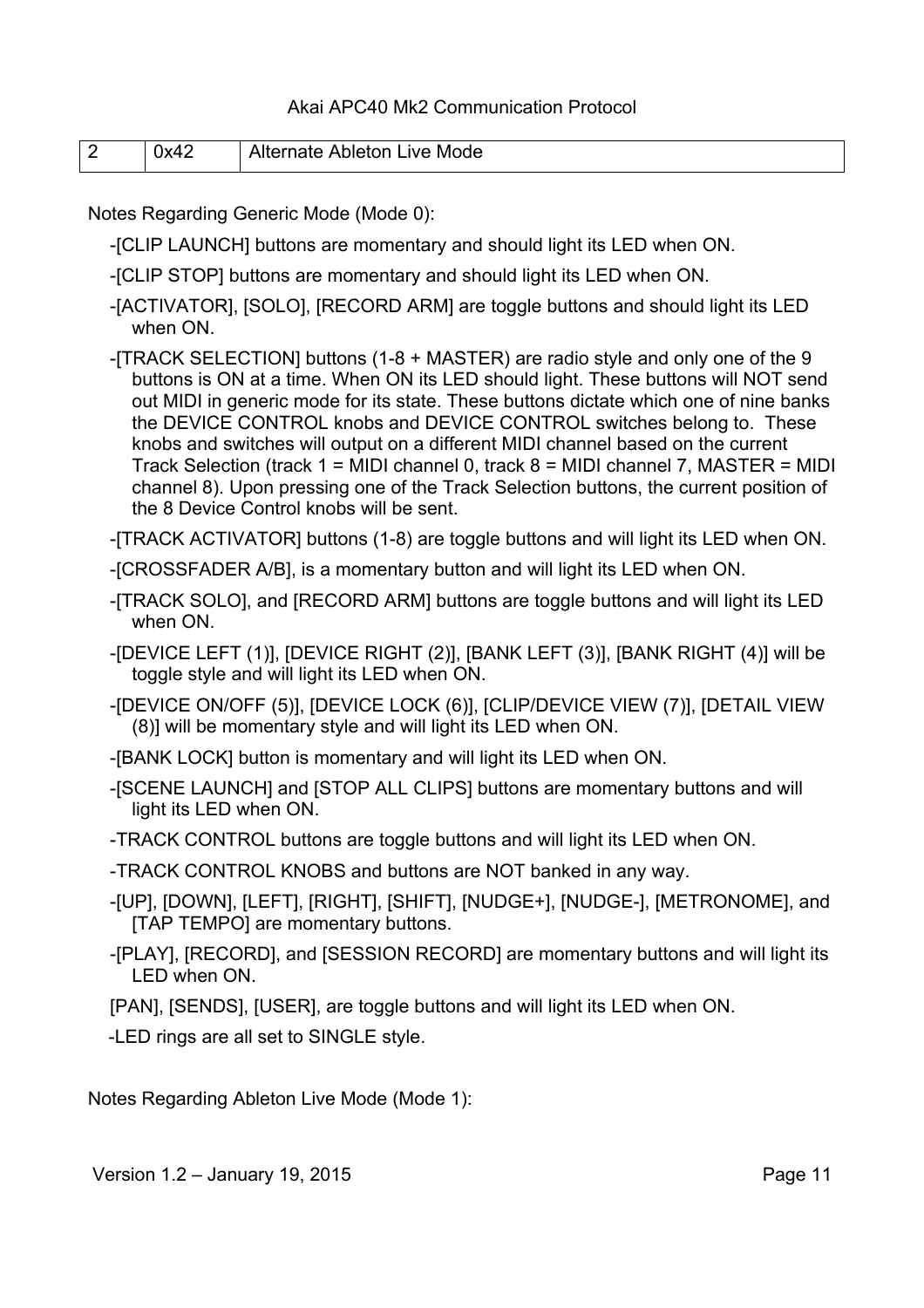| 2 | 0x42 | Alternate Ableton Live Mode |
|---|---|---|

Notes Regarding Generic Mode (Mode 0):

- [CLIP LAUNCH] buttons are momentary and should light its LED when ON.
- [CLIP STOP] buttons are momentary and should light its LED when ON.
- [ACTIVATOR], [SOLO], [RECORD ARM] are toggle buttons and should light its LED when ON.
- [TRACK SELECTION] buttons (1-8 + MASTER) are radio style and only one of the 9 buttons is ON at a time. When ON its LED should light. These buttons will NOT send out MIDI in generic mode for its state. These buttons dictate which one of nine banks the DEVICE CONTROL knobs and DEVICE CONTROL switches belong to. These knobs and switches will output on a different MIDI channel based on the current Track Selection (track 1 = MIDI channel 0, track 8 = MIDI channel 7, MASTER = MIDI channel 8). Upon pressing one of the Track Selection buttons, the current position of the 8 Device Control knobs will be sent.
- [TRACK ACTIVATOR] buttons (1-8) are toggle buttons and will light its LED when ON.
- [CROSSFADER A/B], is a momentary button and will light its LED when ON.
- [TRACK SOLO], and [RECORD ARM] buttons are toggle buttons and will light its LED when ON.
- [DEVICE LEFT (1)], [DEVICE RIGHT (2)], [BANK LEFT (3)], [BANK RIGHT (4)] will be toggle style and will light its LED when ON.
- [DEVICE ON/OFF (5)], [DEVICE LOCK (6)], [CLIP/DEVICE VIEW (7)], [DETAIL VIEW (8)] will be momentary style and will light its LED when ON.
- [BANK LOCK] button is momentary and will light its LED when ON.
- [SCENE LAUNCH] and [STOP ALL CLIPS] buttons are momentary buttons and will light its LED when ON.
- TRACK CONTROL buttons are toggle buttons and will light its LED when ON.
- TRACK CONTROL KNOBS and buttons are NOT banked in any way.
- [UP], [DOWN], [LEFT], [RIGHT], [SHIFT], [NUDGE+], [NUDGE-], [METRONOME], and [TAP TEMPO] are momentary buttons.
- [PLAY], [RECORD], and [SESSION RECORD] are momentary buttons and will light its LED when ON.
- [PAN], [SENDS], [USER], are toggle buttons and will light its LED when ON.
- LED rings are all set to SINGLE style.

Notes Regarding Ableton Live Mode (Mode 1):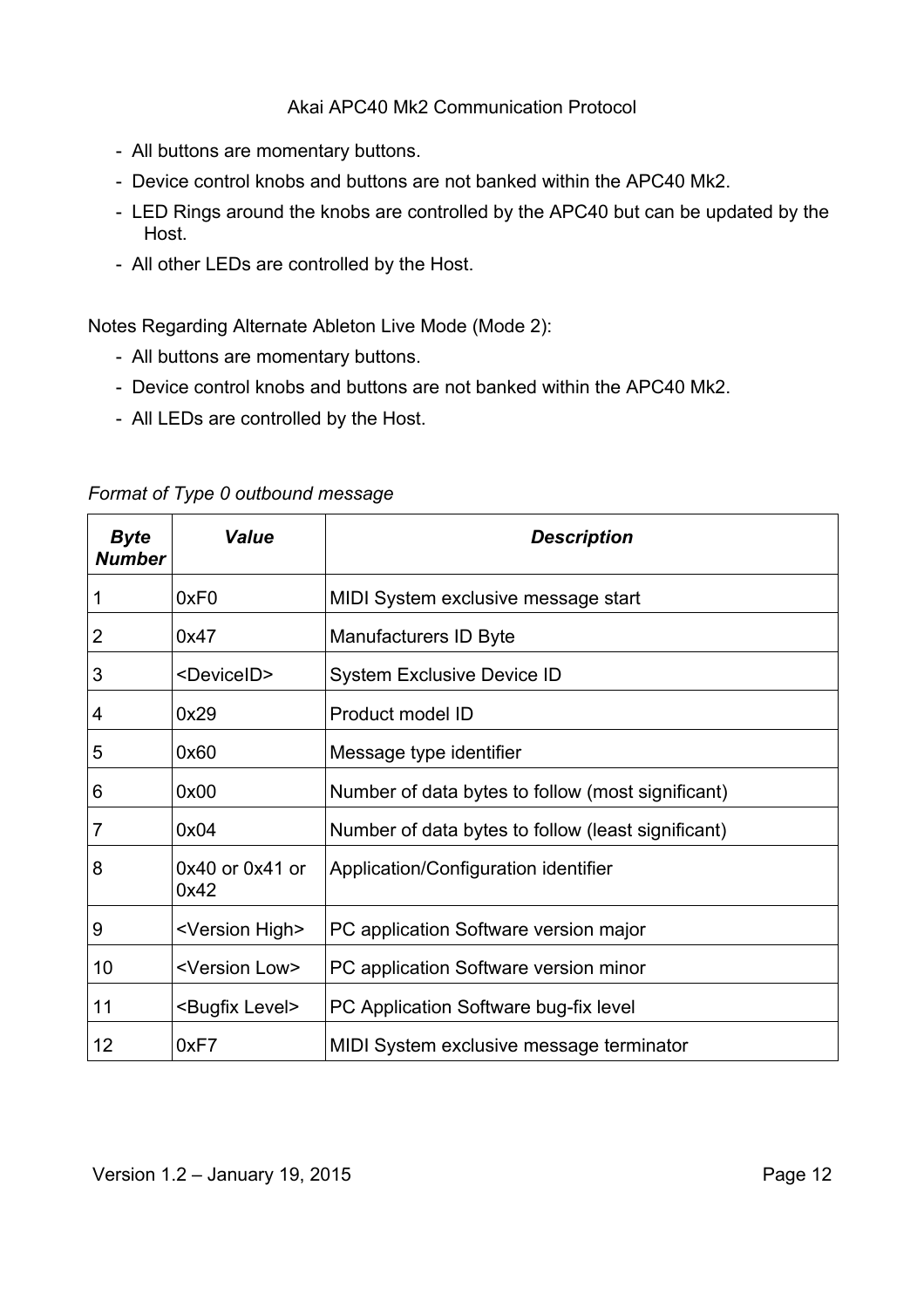- All buttons are momentary buttons.
- Device control knobs and buttons are not banked within the APC40 Mk2.
- LED Rings around the knobs are controlled by the APC40 but can be updated by the Host.
- All other LEDs are controlled by the Host.

Notes Regarding Alternate Ableton Live Mode (Mode 2):

- All buttons are momentary buttons.
- Device control knobs and buttons are not banked within the APC40 Mk2.
- All LEDs are controlled by the Host.

*Format of Type 0 outbound message*

| ***Byte Number*** | ***Value*** | ***Description*** |
|---|---|---|
| 1 | 0xF0 | MIDI System exclusive message start |
| 2 | 0x47 | Manufacturers ID Byte |
| 3 | <DeviceID> | System Exclusive Device ID |
| 4 | 0x29 | Product model ID |
| 5 | 0x60 | Message type identifier |
| 6 | 0x00 | Number of data bytes to follow (most significant) |
| 7 | 0x04 | Number of data bytes to follow (least significant) |
| 8 | 0x40 or 0x41 or 0x42 | Application/Configuration identifier |
| 9 | <Version High> | PC application Software version major |
| 10 | <Version Low> | PC application Software version minor |
| 11 | <Bugfix Level> | PC Application Software bug-fix level |
| 12 | 0xF7 | MIDI System exclusive message terminator |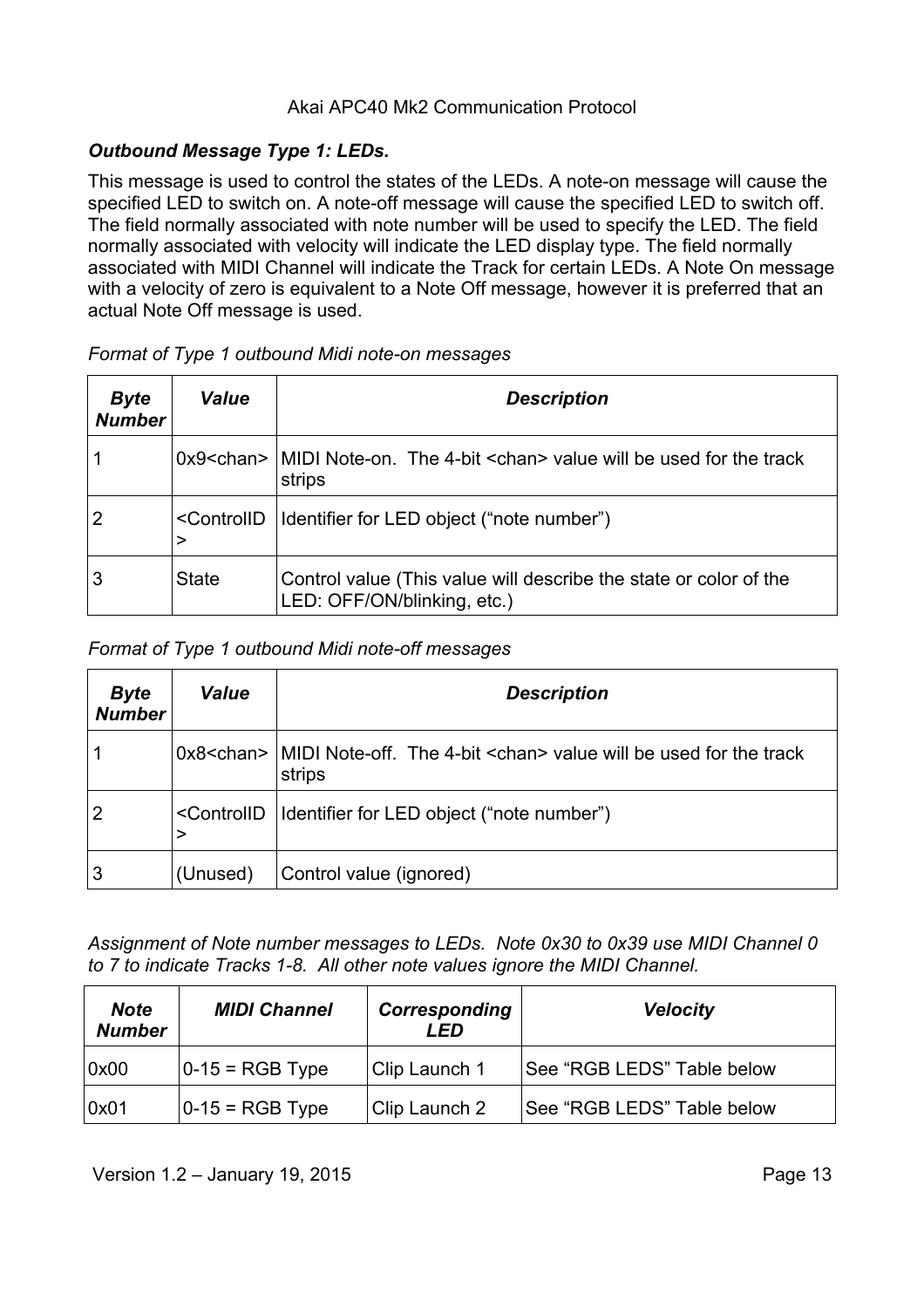### *Outbound Message Type 1: LEDs.*

This message is used to control the states of the LEDs. A note-on message will cause the specified LED to switch on. A note-off message will cause the specified LED to switch off. The field normally associated with note number will be used to specify the LED. The field normally associated with velocity will indicate the LED display type. The field normally associated with MIDI Channel will indicate the Track for certain LEDs. A Note On message with a velocity of zero is equivalent to a Note Off message, however it is preferred that an actual Note Off message is used.

*Format of Type 1 outbound Midi note-on messages*

| ***Byte Number*** | ***Value*** | ***Description*** |
|---|---|---|
| 1 | 0x9<chan> | MIDI Note-on. The 4-bit <chan> value will be used for the track strips |
| 2 | <ControlID> | Identifier for LED object ("note number") |
| 3 | State | Control value (This value will describe the state or color of the LED: OFF/ON/blinking, etc.) |

*Format of Type 1 outbound Midi note-off messages*

| ***Byte Number*** | ***Value*** | ***Description*** |
|---|---|---|
| 1 | 0x8<chan> | MIDI Note-off. The 4-bit <chan> value will be used for the track strips |
| 2 | <ControlID> | Identifier for LED object ("note number") |
| 3 | (Unused) | Control value (ignored) |

*Assignment of Note number messages to LEDs. Note 0x30 to 0x39 use MIDI Channel 0 to 7 to indicate Tracks 1-8. All other note values ignore the MIDI Channel.*

| ***Note Number*** | ***MIDI Channel*** | ***Corresponding LED*** | ***Velocity*** |
|---|---|---|---|
| 0x00 | 0-15 = RGB Type | Clip Launch 1 | See "RGB LEDS" Table below |
| 0x01 | 0-15 = RGB Type | Clip Launch 2 | See "RGB LEDS" Table below |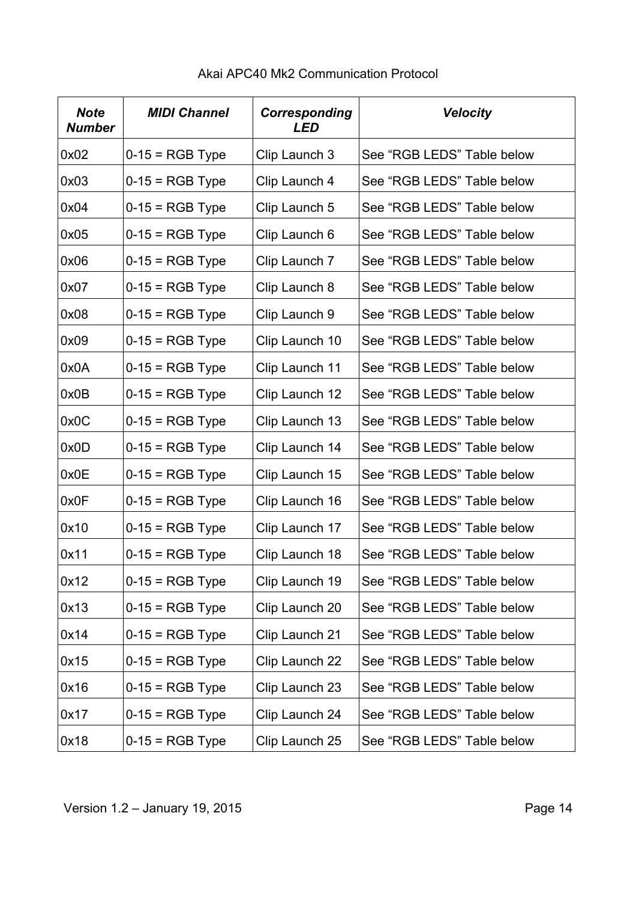| ***Note Number*** | ***MIDI Channel*** | ***Corresponding LED*** | ***Velocity*** |
|---|---|---|---|
| 0x02 | 0-15 = RGB Type | Clip Launch 3 | See “RGB LEDS” Table below |
| 0x03 | 0-15 = RGB Type | Clip Launch 4 | See “RGB LEDS” Table below |
| 0x04 | 0-15 = RGB Type | Clip Launch 5 | See “RGB LEDS” Table below |
| 0x05 | 0-15 = RGB Type | Clip Launch 6 | See “RGB LEDS” Table below |
| 0x06 | 0-15 = RGB Type | Clip Launch 7 | See “RGB LEDS” Table below |
| 0x07 | 0-15 = RGB Type | Clip Launch 8 | See “RGB LEDS” Table below |
| 0x08 | 0-15 = RGB Type | Clip Launch 9 | See “RGB LEDS” Table below |
| 0x09 | 0-15 = RGB Type | Clip Launch 10 | See “RGB LEDS” Table below |
| 0x0A | 0-15 = RGB Type | Clip Launch 11 | See “RGB LEDS” Table below |
| 0x0B | 0-15 = RGB Type | Clip Launch 12 | See “RGB LEDS” Table below |
| 0x0C | 0-15 = RGB Type | Clip Launch 13 | See “RGB LEDS” Table below |
| 0x0D | 0-15 = RGB Type | Clip Launch 14 | See “RGB LEDS” Table below |
| 0x0E | 0-15 = RGB Type | Clip Launch 15 | See “RGB LEDS” Table below |
| 0x0F | 0-15 = RGB Type | Clip Launch 16 | See “RGB LEDS” Table below |
| 0x10 | 0-15 = RGB Type | Clip Launch 17 | See “RGB LEDS” Table below |
| 0x11 | 0-15 = RGB Type | Clip Launch 18 | See “RGB LEDS” Table below |
| 0x12 | 0-15 = RGB Type | Clip Launch 19 | See “RGB LEDS” Table below |
| 0x13 | 0-15 = RGB Type | Clip Launch 20 | See “RGB LEDS” Table below |
| 0x14 | 0-15 = RGB Type | Clip Launch 21 | See “RGB LEDS” Table below |
| 0x15 | 0-15 = RGB Type | Clip Launch 22 | See “RGB LEDS” Table below |
| 0x16 | 0-15 = RGB Type | Clip Launch 23 | See “RGB LEDS” Table below |
| 0x17 | 0-15 = RGB Type | Clip Launch 24 | See “RGB LEDS” Table below |
| 0x18 | 0-15 = RGB Type | Clip Launch 25 | See “RGB LEDS” Table below |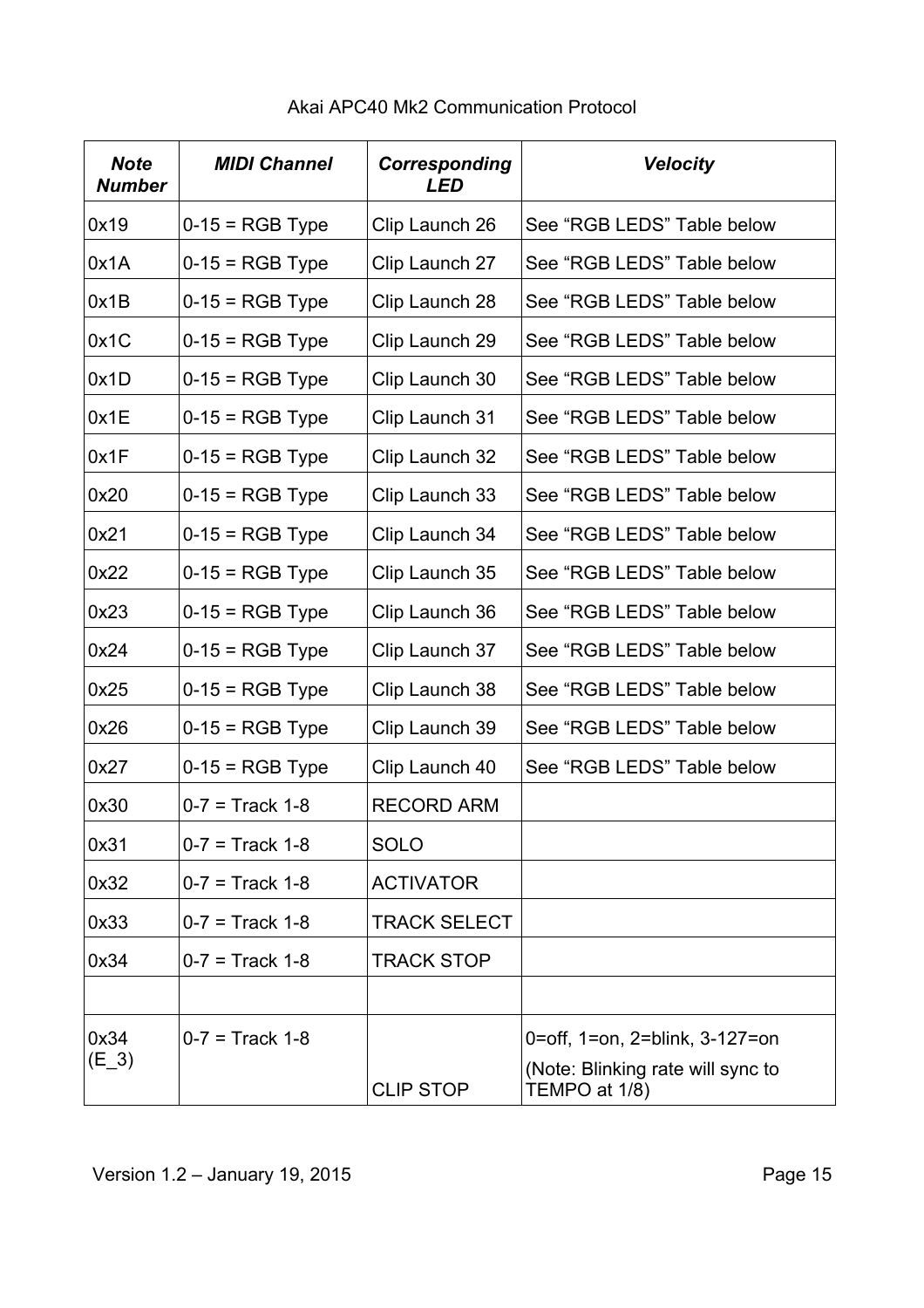| ***Note Number*** | ***MIDI Channel*** | ***Corresponding LED*** | ***Velocity*** |
|---|---|---|---|
| 0x19 | 0-15 = RGB Type | Clip Launch 26 | See “RGB LEDS” Table below |
| 0x1A | 0-15 = RGB Type | Clip Launch 27 | See “RGB LEDS” Table below |
| 0x1B | 0-15 = RGB Type | Clip Launch 28 | See “RGB LEDS” Table below |
| 0x1C | 0-15 = RGB Type | Clip Launch 29 | See “RGB LEDS” Table below |
| 0x1D | 0-15 = RGB Type | Clip Launch 30 | See “RGB LEDS” Table below |
| 0x1E | 0-15 = RGB Type | Clip Launch 31 | See “RGB LEDS” Table below |
| 0x1F | 0-15 = RGB Type | Clip Launch 32 | See “RGB LEDS” Table below |
| 0x20 | 0-15 = RGB Type | Clip Launch 33 | See “RGB LEDS” Table below |
| 0x21 | 0-15 = RGB Type | Clip Launch 34 | See “RGB LEDS” Table below |
| 0x22 | 0-15 = RGB Type | Clip Launch 35 | See “RGB LEDS” Table below |
| 0x23 | 0-15 = RGB Type | Clip Launch 36 | See “RGB LEDS” Table below |
| 0x24 | 0-15 = RGB Type | Clip Launch 37 | See “RGB LEDS” Table below |
| 0x25 | 0-15 = RGB Type | Clip Launch 38 | See “RGB LEDS” Table below |
| 0x26 | 0-15 = RGB Type | Clip Launch 39 | See “RGB LEDS” Table below |
| 0x27 | 0-15 = RGB Type | Clip Launch 40 | See “RGB LEDS” Table below |
| 0x30 | 0-7 = Track 1-8 | RECORD ARM | |
| 0x31 | 0-7 = Track 1-8 | SOLO | |
| 0x32 | 0-7 = Track 1-8 | ACTIVATOR | |
| 0x33 | 0-7 = Track 1-8 | TRACK SELECT | |
| 0x34 | 0-7 = Track 1-8 | TRACK STOP | |
| | | | |
| 0x34 (E_3) | 0-7 = Track 1-8 | CLIP STOP | 0=off, 1=on, 2=blink, 3-127=on (Note: Blinking rate will sync to TEMPO at 1/8) |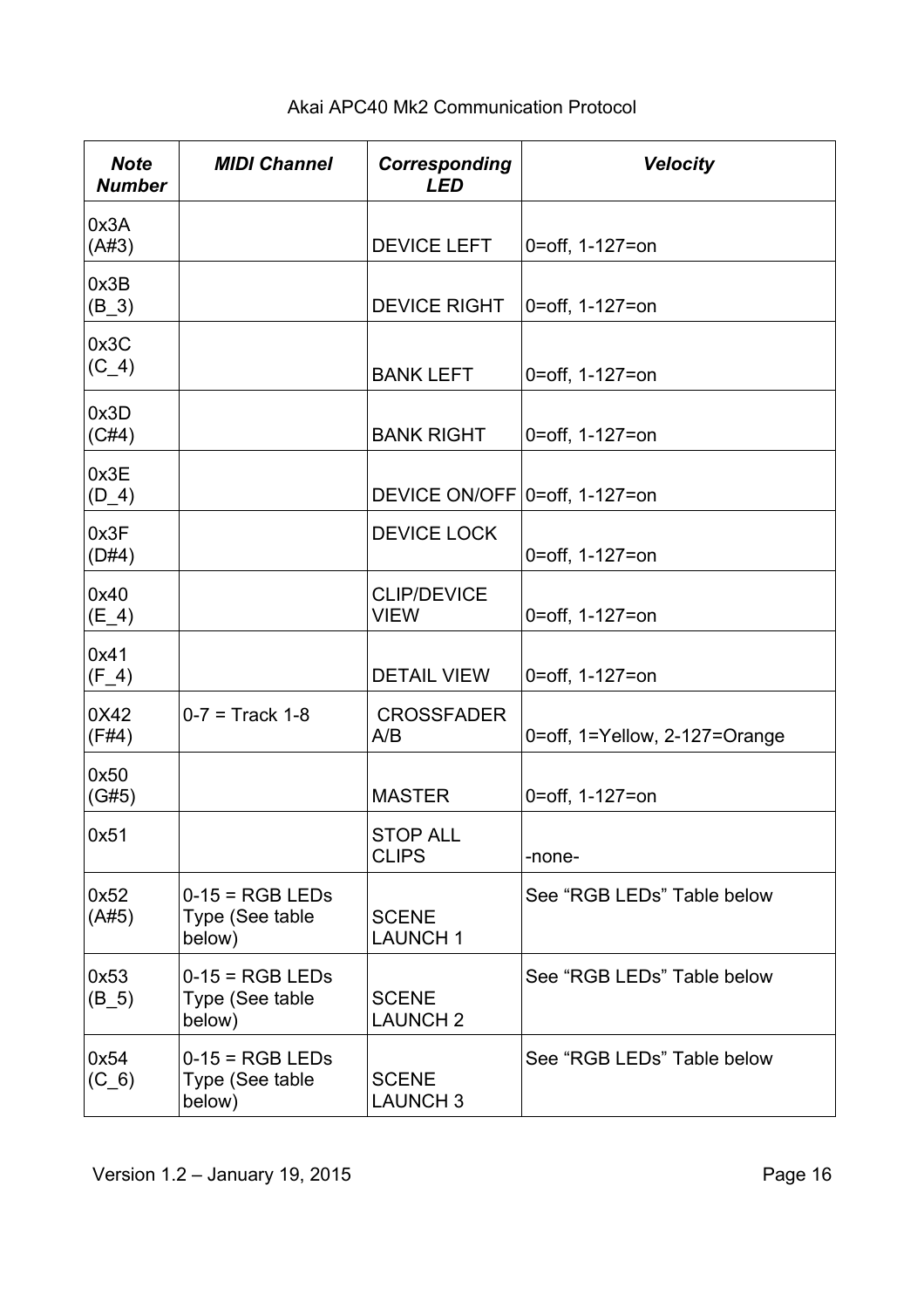| Note Number | MIDI Channel | Corresponding LED | Velocity |
|---|---|---|---|
| 0x3A (A#3) | | DEVICE LEFT | 0=off, 1-127=on |
| 0x3B (B_3) | | DEVICE RIGHT | 0=off, 1-127=on |
| 0x3C (C_4) | | BANK LEFT | 0=off, 1-127=on |
| 0x3D (C#4) | | BANK RIGHT | 0=off, 1-127=on |
| 0x3E (D_4) | | DEVICE ON/OFF | 0=off, 1-127=on |
| 0x3F (D#4) | | DEVICE LOCK | 0=off, 1-127=on |
| 0x40 (E_4) | | CLIP/DEVICE VIEW | 0=off, 1-127=on |
| 0x41 (F_4) | | DETAIL VIEW | 0=off, 1-127=on |
| 0X42 (F#4) | 0-7 = Track 1-8 | CROSSFADER A/B | 0=off, 1=Yellow, 2-127=Orange |
| 0x50 (G#5) | | MASTER | 0=off, 1-127=on |
| 0x51 | | STOP ALL CLIPS | -none- |
| 0x52 (A#5) | 0-15 = RGB LEDs Type (See table below) | SCENE LAUNCH 1 | See “RGB LEDs” Table below |
| 0x53 (B_5) | 0-15 = RGB LEDs Type (See table below) | SCENE LAUNCH 2 | See “RGB LEDs” Table below |
| 0x54 (C_6) | 0-15 = RGB LEDs Type (See table below) | SCENE LAUNCH 3 | See “RGB LEDs” Table below |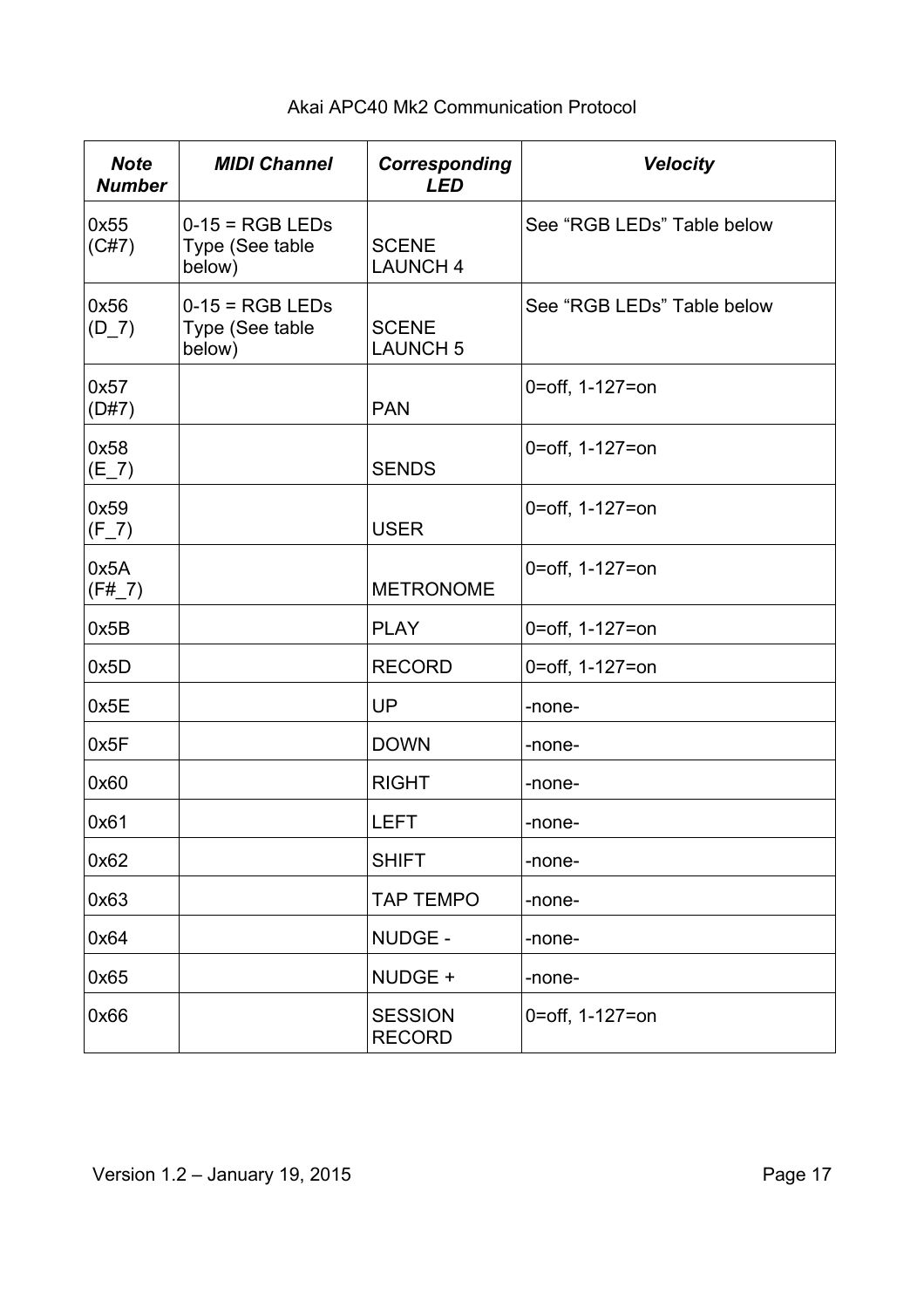| ***Note Number*** | ***MIDI Channel*** | ***Corresponding LED*** | ***Velocity*** |
|---|---|---|---|
| 0x55 (C#7) | 0-15 = RGB LEDs Type (See table below) | SCENE LAUNCH 4 | See “RGB LEDs” Table below |
| 0x56 (D_7) | 0-15 = RGB LEDs Type (See table below) | SCENE LAUNCH 5 | See “RGB LEDs” Table below |
| 0x57 (D#7) | | PAN | 0=off, 1-127=on |
| 0x58 (E_7) | | SENDS | 0=off, 1-127=on |
| 0x59 (F_7) | | USER | 0=off, 1-127=on |
| 0x5A (F#_7) | | METRONOME | 0=off, 1-127=on |
| 0x5B | | PLAY | 0=off, 1-127=on |
| 0x5D | | RECORD | 0=off, 1-127=on |
| 0x5E | | UP | -none- |
| 0x5F | | DOWN | -none- |
| 0x60 | | RIGHT | -none- |
| 0x61 | | LEFT | -none- |
| 0x62 | | SHIFT | -none- |
| 0x63 | | TAP TEMPO | -none- |
| 0x64 | | NUDGE - | -none- |
| 0x65 | | NUDGE + | -none- |
| 0x66 | | SESSION RECORD | 0=off, 1-127=on |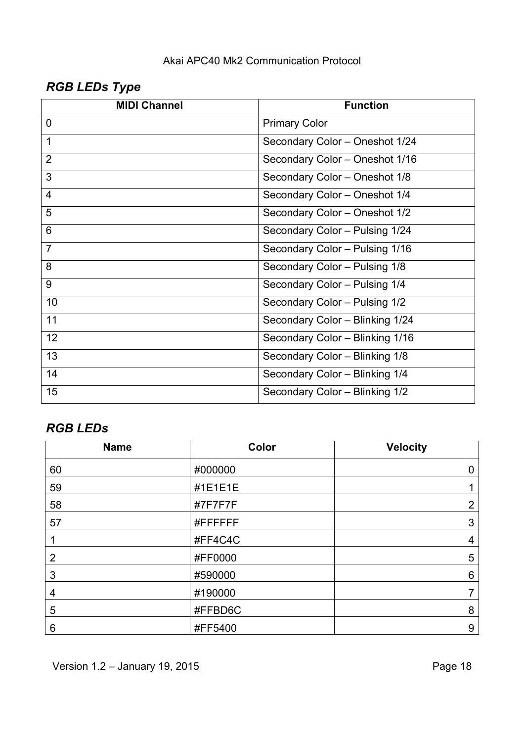## *RGB LEDs Type*

| MIDI Channel | Function |
|---|---|
| 0 | Primary Color |
| 1 | Secondary Color – Oneshot 1/24 |
| 2 | Secondary Color – Oneshot 1/16 |
| 3 | Secondary Color – Oneshot 1/8 |
| 4 | Secondary Color – Oneshot 1/4 |
| 5 | Secondary Color – Oneshot 1/2 |
| 6 | Secondary Color – Pulsing 1/24 |
| 7 | Secondary Color – Pulsing 1/16 |
| 8 | Secondary Color – Pulsing 1/8 |
| 9 | Secondary Color – Pulsing 1/4 |
| 10 | Secondary Color – Pulsing 1/2 |
| 11 | Secondary Color – Blinking 1/24 |
| 12 | Secondary Color – Blinking 1/16 |
| 13 | Secondary Color – Blinking 1/8 |
| 14 | Secondary Color – Blinking 1/4 |
| 15 | Secondary Color – Blinking 1/2 |

## *RGB LEDs*

| Name | Color | Velocity |
|---|---|---:|
| 60 | #000000 | 0 |
| 59 | #1E1E1E | 1 |
| 58 | #7F7F7F | 2 |
| 57 | #FFFFFF | 3 |
| 1 | #FF4C4C | 4 |
| 2 | #FF0000 | 5 |
| 3 | #590000 | 6 |
| 4 | #190000 | 7 |
| 5 | #FFBD6C | 8 |
| 6 | #FF5400 | 9 |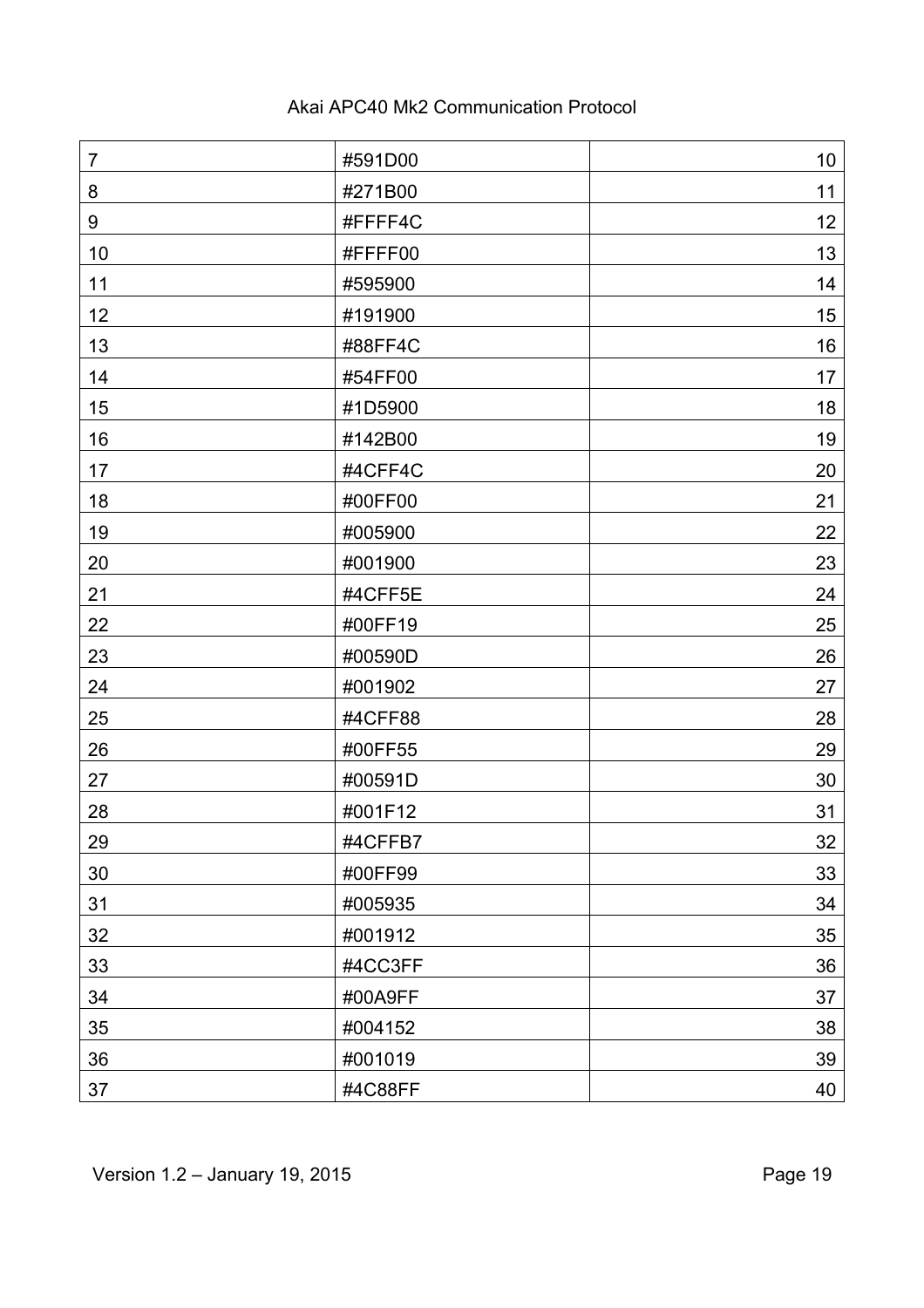| | | |
|---|---|---|
| 7 | #591D00 | 10 |
| 8 | #271B00 | 11 |
| 9 | #FFFF4C | 12 |
| 10 | #FFFF00 | 13 |
| 11 | #595900 | 14 |
| 12 | #191900 | 15 |
| 13 | #88FF4C | 16 |
| 14 | #54FF00 | 17 |
| 15 | #1D5900 | 18 |
| 16 | #142B00 | 19 |
| 17 | #4CFF4C | 20 |
| 18 | #00FF00 | 21 |
| 19 | #005900 | 22 |
| 20 | #001900 | 23 |
| 21 | #4CFF5E | 24 |
| 22 | #00FF19 | 25 |
| 23 | #00590D | 26 |
| 24 | #001902 | 27 |
| 25 | #4CFF88 | 28 |
| 26 | #00FF55 | 29 |
| 27 | #00591D | 30 |
| 28 | #001F12 | 31 |
| 29 | #4CFFB7 | 32 |
| 30 | #00FF99 | 33 |
| 31 | #005935 | 34 |
| 32 | #001912 | 35 |
| 33 | #4CC3FF | 36 |
| 34 | #00A9FF | 37 |
| 35 | #004152 | 38 |
| 36 | #001019 | 39 |
| 37 | #4C88FF | 40 |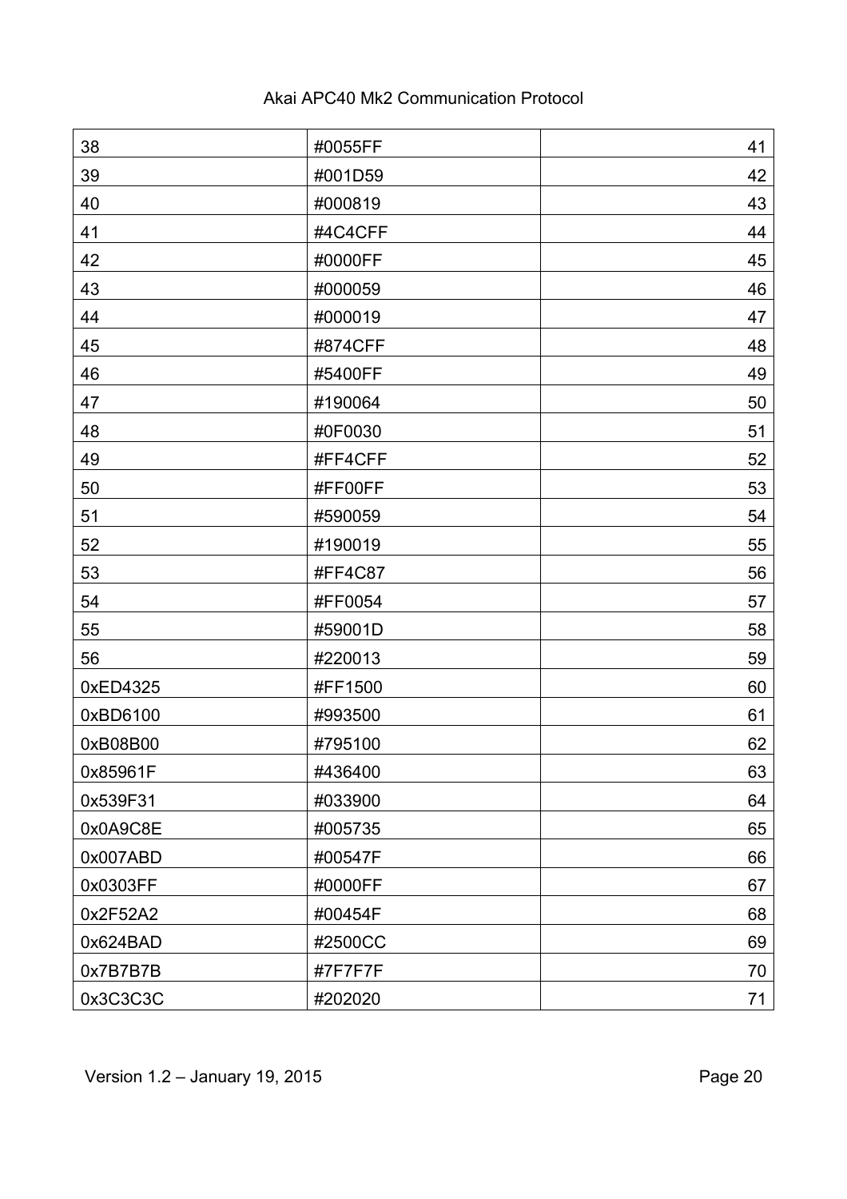| | | |
|---|---|---|
| 38 | #0055FF | 41 |
| 39 | #001D59 | 42 |
| 40 | #000819 | 43 |
| 41 | #4C4CFF | 44 |
| 42 | #0000FF | 45 |
| 43 | #000059 | 46 |
| 44 | #000019 | 47 |
| 45 | #874CFF | 48 |
| 46 | #5400FF | 49 |
| 47 | #190064 | 50 |
| 48 | #0F0030 | 51 |
| 49 | #FF4CFF | 52 |
| 50 | #FF00FF | 53 |
| 51 | #590059 | 54 |
| 52 | #190019 | 55 |
| 53 | #FF4C87 | 56 |
| 54 | #FF0054 | 57 |
| 55 | #59001D | 58 |
| 56 | #220013 | 59 |
| 0xED4325 | #FF1500 | 60 |
| 0xBD6100 | #993500 | 61 |
| 0xB08B00 | #795100 | 62 |
| 0x85961F | #436400 | 63 |
| 0x539F31 | #033900 | 64 |
| 0x0A9C8E | #005735 | 65 |
| 0x007ABD | #00547F | 66 |
| 0x0303FF | #0000FF | 67 |
| 0x2F52A2 | #00454F | 68 |
| 0x624BAD | #2500CC | 69 |
| 0x7B7B7B | #7F7F7F | 70 |
| 0x3C3C3C | #202020 | 71 |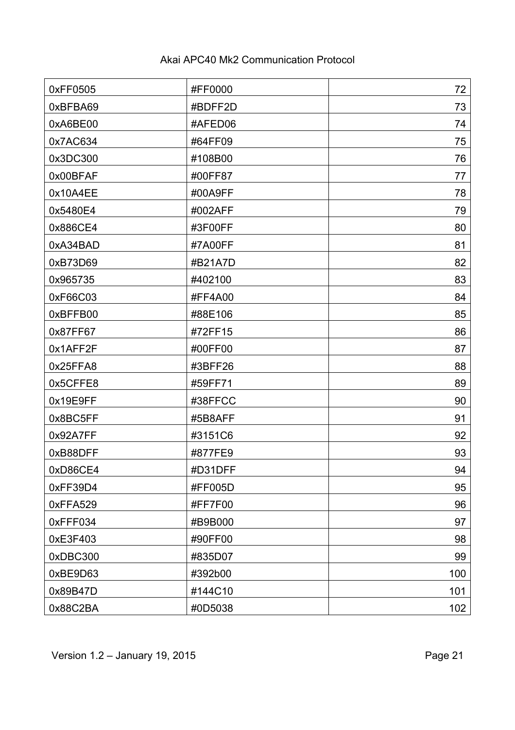| | | |
|---|---|---|
| 0xFF0505 | #FF0000 | 72 |
| 0xBFBA69 | #BDFF2D | 73 |
| 0xA6BE00 | #AFED06 | 74 |
| 0x7AC634 | #64FF09 | 75 |
| 0x3DC300 | #108B00 | 76 |
| 0x00BFAF | #00FF87 | 77 |
| 0x10A4EE | #00A9FF | 78 |
| 0x5480E4 | #002AFF | 79 |
| 0x886CE4 | #3F00FF | 80 |
| 0xA34BAD | #7A00FF | 81 |
| 0xB73D69 | #B21A7D | 82 |
| 0x965735 | #402100 | 83 |
| 0xF66C03 | #FF4A00 | 84 |
| 0xBFFB00 | #88E106 | 85 |
| 0x87FF67 | #72FF15 | 86 |
| 0x1AFF2F | #00FF00 | 87 |
| 0x25FFA8 | #3BFF26 | 88 |
| 0x5CFFE8 | #59FF71 | 89 |
| 0x19E9FF | #38FFCC | 90 |
| 0x8BC5FF | #5B8AFF | 91 |
| 0x92A7FF | #3151C6 | 92 |
| 0xB88DFF | #877FE9 | 93 |
| 0xD86CE4 | #D31DFF | 94 |
| 0xFF39D4 | #FF005D | 95 |
| 0xFFA529 | #FF7F00 | 96 |
| 0xFFF034 | #B9B000 | 97 |
| 0xE3F403 | #90FF00 | 98 |
| 0xDBC300 | #835D07 | 99 |
| 0xBE9D63 | #392b00 | 100 |
| 0x89B47D | #144C10 | 101 |
| 0x88C2BA | #0D5038 | 102 |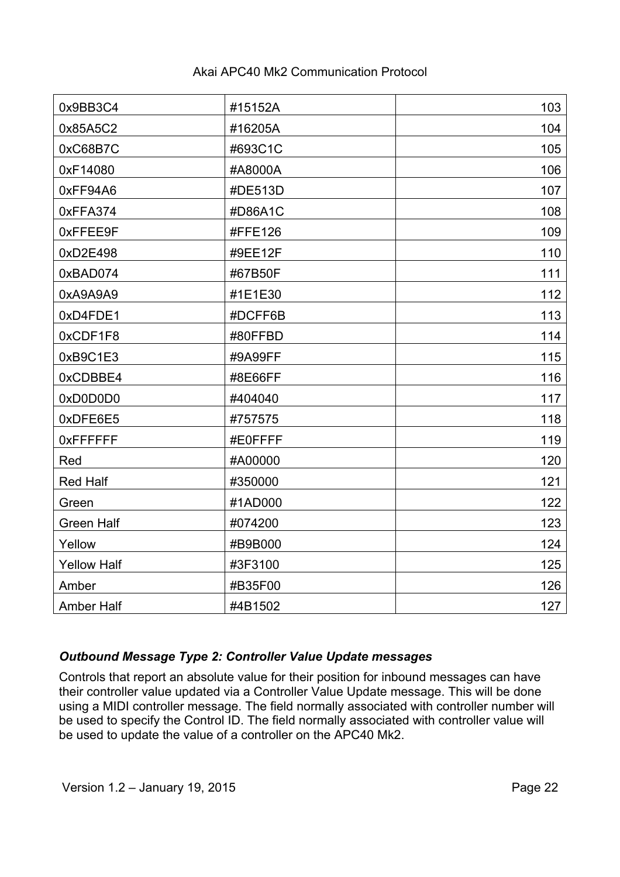| | | |
|---|---|---|
| 0x9BB3C4 | #15152A | 103 |
| 0x85A5C2 | #16205A | 104 |
| 0xC68B7C | #693C1C | 105 |
| 0xF14080 | #A8000A | 106 |
| 0xFF94A6 | #DE513D | 107 |
| 0xFFA374 | #D86A1C | 108 |
| 0xFFEE9F | #FFE126 | 109 |
| 0xD2E498 | #9EE12F | 110 |
| 0xBAD074 | #67B50F | 111 |
| 0xA9A9A9 | #1E1E30 | 112 |
| 0xD4FDE1 | #DCFF6B | 113 |
| 0xCDF1F8 | #80FFBD | 114 |
| 0xB9C1E3 | #9A99FF | 115 |
| 0xCDBBE4 | #8E66FF | 116 |
| 0xD0D0D0 | #404040 | 117 |
| 0xDFE6E5 | #757575 | 118 |
| 0xFFFFFF | #E0FFFF | 119 |
| Red | #A00000 | 120 |
| Red Half | #350000 | 121 |
| Green | #1AD000 | 122 |
| Green Half | #074200 | 123 |
| Yellow | #B9B000 | 124 |
| Yellow Half | #3F3100 | 125 |
| Amber | #B35F00 | 126 |
| Amber Half | #4B1502 | 127 |

### *Outbound Message Type 2: Controller Value Update messages*

Controls that report an absolute value for their position for inbound messages can have their controller value updated via a Controller Value Update message. This will be done using a MIDI controller message. The field normally associated with controller number will be used to specify the Control ID. The field normally associated with controller value will be used to update the value of a controller on the APC40 Mk2.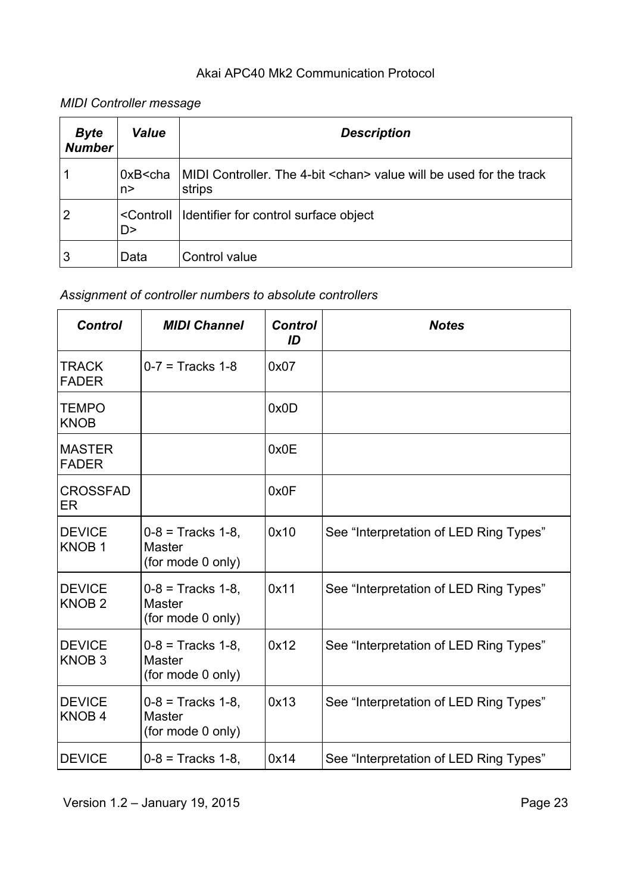*MIDI Controller message*

| ***Byte Number*** | ***Value*** | ***Description*** |
|---|---|---|
| 1 | 0xB<chan> | MIDI Controller. The 4-bit <chan> value will be used for the track strips |
| 2 | <ControlID> | Identifier for control surface object |
| 3 | Data | Control value |

*Assignment of controller numbers to absolute controllers*

| ***Control*** | ***MIDI Channel*** | ***Control ID*** | ***Notes*** |
|---|---|---|---|
| TRACK FADER | 0-7 = Tracks 1-8 | 0x07 | |
| TEMPO KNOB | | 0x0D | |
| MASTER FADER | | 0x0E | |
| CROSSFADER | | 0x0F | |
| DEVICE KNOB 1 | 0-8 = Tracks 1-8, Master (for mode 0 only) | 0x10 | See “Interpretation of LED Ring Types” |
| DEVICE KNOB 2 | 0-8 = Tracks 1-8, Master (for mode 0 only) | 0x11 | See “Interpretation of LED Ring Types” |
| DEVICE KNOB 3 | 0-8 = Tracks 1-8, Master (for mode 0 only) | 0x12 | See “Interpretation of LED Ring Types” |
| DEVICE KNOB 4 | 0-8 = Tracks 1-8, Master (for mode 0 only) | 0x13 | See “Interpretation of LED Ring Types” |
| DEVICE | 0-8 = Tracks 1-8, | 0x14 | See “Interpretation of LED Ring Types” |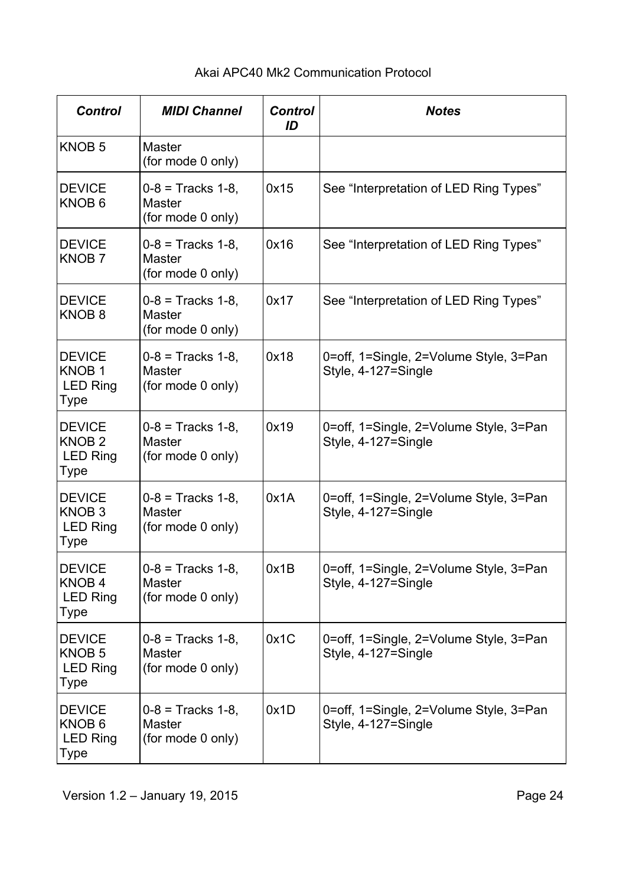| Control | MIDI Channel | Control ID | Notes |
|---|---|---|---|
| KNOB 5 | Master (for mode 0 only) | | |
| DEVICE KNOB 6 | 0-8 = Tracks 1-8, Master (for mode 0 only) | 0x15 | See “Interpretation of LED Ring Types” |
| DEVICE KNOB 7 | 0-8 = Tracks 1-8, Master (for mode 0 only) | 0x16 | See “Interpretation of LED Ring Types” |
| DEVICE KNOB 8 | 0-8 = Tracks 1-8, Master (for mode 0 only) | 0x17 | See “Interpretation of LED Ring Types” |
| DEVICE KNOB 1 LED Ring Type | 0-8 = Tracks 1-8, Master (for mode 0 only) | 0x18 | 0=off, 1=Single, 2=Volume Style, 3=Pan Style, 4-127=Single |
| DEVICE KNOB 2 LED Ring Type | 0-8 = Tracks 1-8, Master (for mode 0 only) | 0x19 | 0=off, 1=Single, 2=Volume Style, 3=Pan Style, 4-127=Single |
| DEVICE KNOB 3 LED Ring Type | 0-8 = Tracks 1-8, Master (for mode 0 only) | 0x1A | 0=off, 1=Single, 2=Volume Style, 3=Pan Style, 4-127=Single |
| DEVICE KNOB 4 LED Ring Type | 0-8 = Tracks 1-8, Master (for mode 0 only) | 0x1B | 0=off, 1=Single, 2=Volume Style, 3=Pan Style, 4-127=Single |
| DEVICE KNOB 5 LED Ring Type | 0-8 = Tracks 1-8, Master (for mode 0 only) | 0x1C | 0=off, 1=Single, 2=Volume Style, 3=Pan Style, 4-127=Single |
| DEVICE KNOB 6 LED Ring Type | 0-8 = Tracks 1-8, Master (for mode 0 only) | 0x1D | 0=off, 1=Single, 2=Volume Style, 3=Pan Style, 4-127=Single |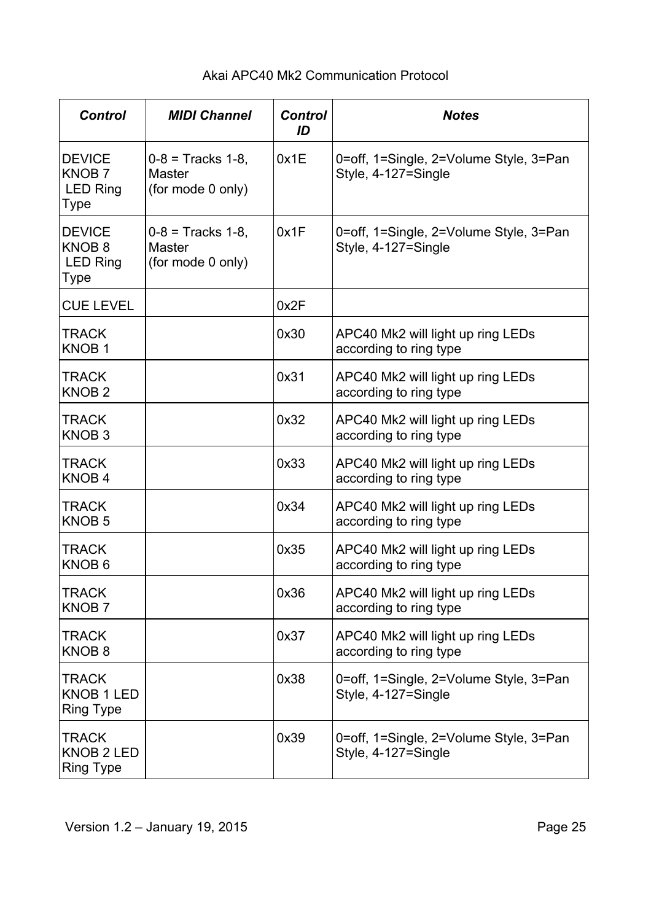| *Control* | *MIDI Channel* | *Control ID* | *Notes* |
|---|---|---|---|
| DEVICE KNOB 7 LED Ring Type | 0-8 = Tracks 1-8, Master (for mode 0 only) | 0x1E | 0=off, 1=Single, 2=Volume Style, 3=Pan Style, 4-127=Single |
| DEVICE KNOB 8 LED Ring Type | 0-8 = Tracks 1-8, Master (for mode 0 only) | 0x1F | 0=off, 1=Single, 2=Volume Style, 3=Pan Style, 4-127=Single |
| CUE LEVEL | | 0x2F | |
| TRACK KNOB 1 | | 0x30 | APC40 Mk2 will light up ring LEDs according to ring type |
| TRACK KNOB 2 | | 0x31 | APC40 Mk2 will light up ring LEDs according to ring type |
| TRACK KNOB 3 | | 0x32 | APC40 Mk2 will light up ring LEDs according to ring type |
| TRACK KNOB 4 | | 0x33 | APC40 Mk2 will light up ring LEDs according to ring type |
| TRACK KNOB 5 | | 0x34 | APC40 Mk2 will light up ring LEDs according to ring type |
| TRACK KNOB 6 | | 0x35 | APC40 Mk2 will light up ring LEDs according to ring type |
| TRACK KNOB 7 | | 0x36 | APC40 Mk2 will light up ring LEDs according to ring type |
| TRACK KNOB 8 | | 0x37 | APC40 Mk2 will light up ring LEDs according to ring type |
| TRACK KNOB 1 LED Ring Type | | 0x38 | 0=off, 1=Single, 2=Volume Style, 3=Pan Style, 4-127=Single |
| TRACK KNOB 2 LED Ring Type | | 0x39 | 0=off, 1=Single, 2=Volume Style, 3=Pan Style, 4-127=Single |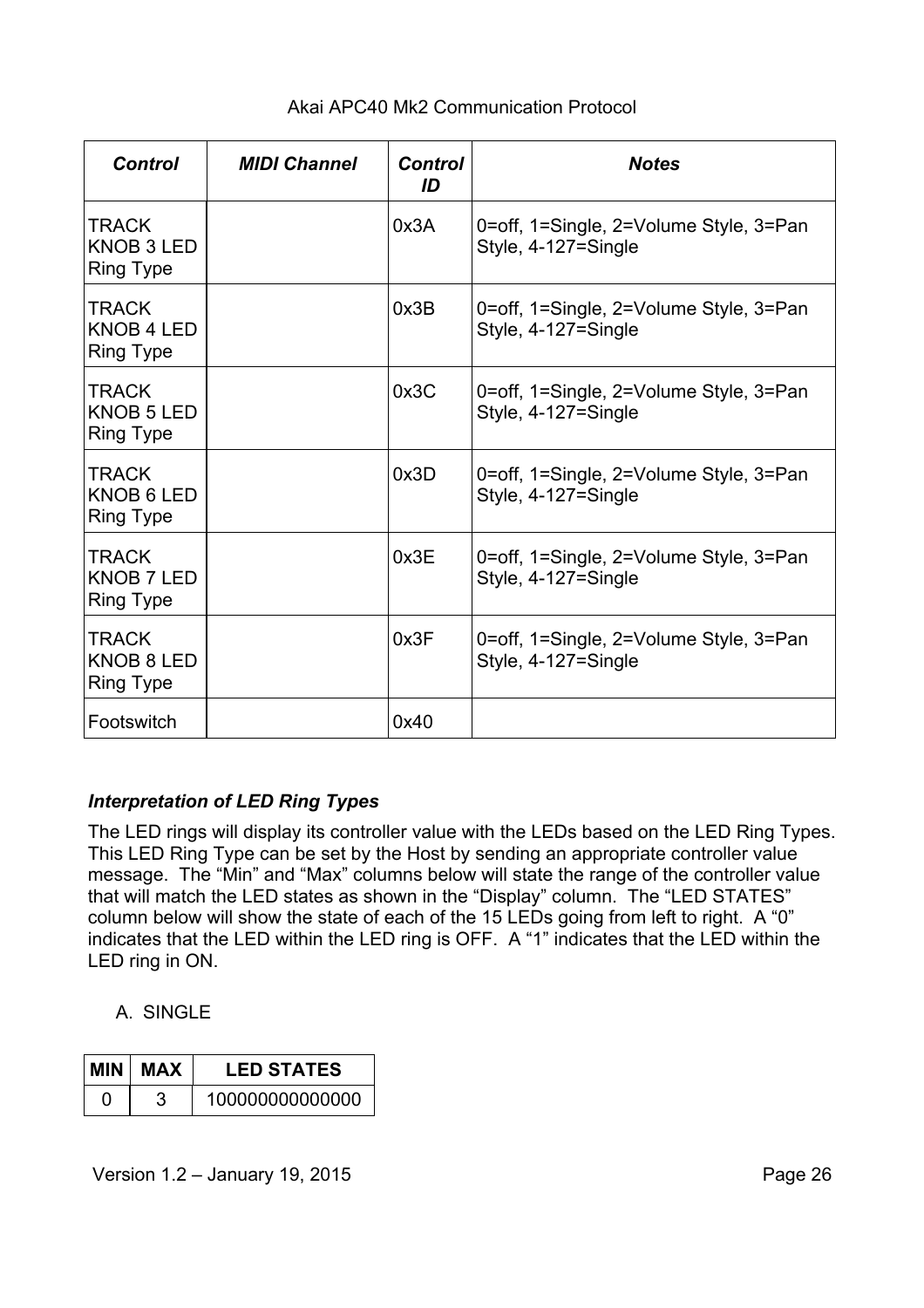| Control | MIDI Channel | Control ID | Notes |
|---|---|---|---|
| TRACK KNOB 3 LED Ring Type | | 0x3A | 0=off, 1=Single, 2=Volume Style, 3=Pan Style, 4-127=Single |
| TRACK KNOB 4 LED Ring Type | | 0x3B | 0=off, 1=Single, 2=Volume Style, 3=Pan Style, 4-127=Single |
| TRACK KNOB 5 LED Ring Type | | 0x3C | 0=off, 1=Single, 2=Volume Style, 3=Pan Style, 4-127=Single |
| TRACK KNOB 6 LED Ring Type | | 0x3D | 0=off, 1=Single, 2=Volume Style, 3=Pan Style, 4-127=Single |
| TRACK KNOB 7 LED Ring Type | | 0x3E | 0=off, 1=Single, 2=Volume Style, 3=Pan Style, 4-127=Single |
| TRACK KNOB 8 LED Ring Type | | 0x3F | 0=off, 1=Single, 2=Volume Style, 3=Pan Style, 4-127=Single |
| Footswitch | | 0x40 | |

### *Interpretation of LED Ring Types*

The LED rings will display its controller value with the LEDs based on the LED Ring Types. This LED Ring Type can be set by the Host by sending an appropriate controller value message. The "Min" and "Max" columns below will state the range of the controller value that will match the LED states as shown in the "Display" column. The "LED STATES" column below will show the state of each of the 15 LEDs going from left to right. A "0" indicates that the LED within the LED ring is OFF. A "1" indicates that the LED within the LED ring in ON.

A. SINGLE

| MIN | MAX | LED STATES |
|---|---|---|
| 0 | 3 | 100000000000000 |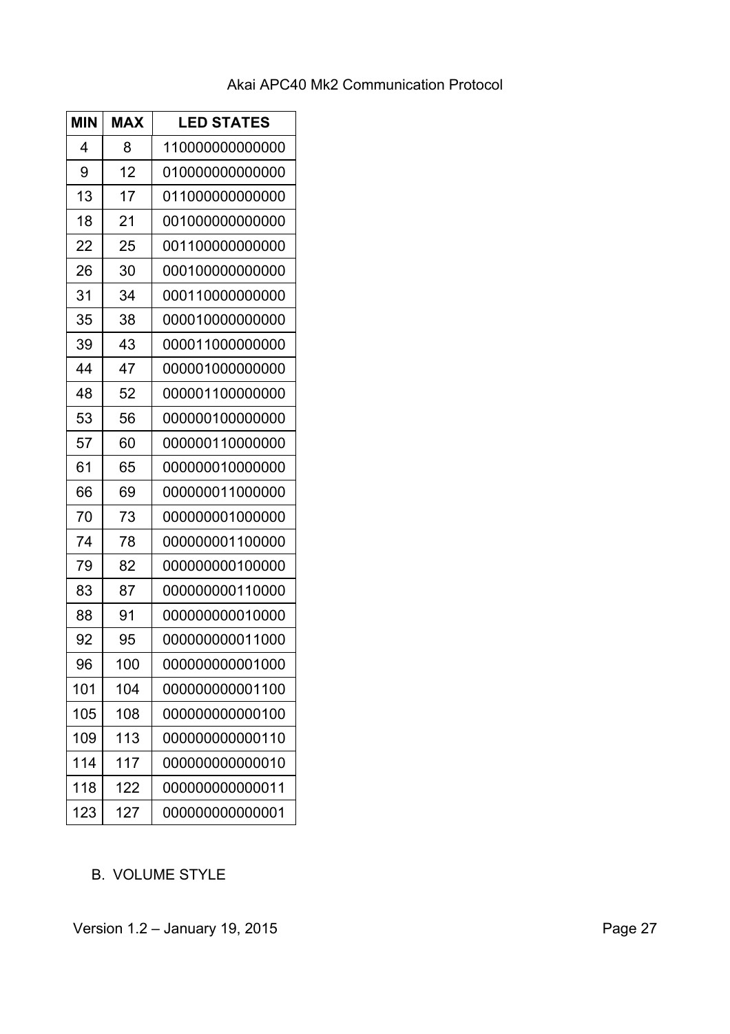| MIN | MAX | LED STATES |
| --- | --- | --- |
| 4 | 8 | 110000000000000 |
| 9 | 12 | 010000000000000 |
| 13 | 17 | 011000000000000 |
| 18 | 21 | 001000000000000 |
| 22 | 25 | 001100000000000 |
| 26 | 30 | 000100000000000 |
| 31 | 34 | 000110000000000 |
| 35 | 38 | 000010000000000 |
| 39 | 43 | 000011000000000 |
| 44 | 47 | 000001000000000 |
| 48 | 52 | 000001100000000 |
| 53 | 56 | 000000100000000 |
| 57 | 60 | 000000110000000 |
| 61 | 65 | 000000010000000 |
| 66 | 69 | 000000011000000 |
| 70 | 73 | 000000001000000 |
| 74 | 78 | 000000001100000 |
| 79 | 82 | 000000000100000 |
| 83 | 87 | 000000000110000 |
| 88 | 91 | 000000000010000 |
| 92 | 95 | 000000000011000 |
| 96 | 100 | 000000000001000 |
| 101 | 104 | 000000000001100 |
| 105 | 108 | 000000000000100 |
| 109 | 113 | 000000000000110 |
| 114 | 117 | 000000000000010 |
| 118 | 122 | 000000000000011 |
| 123 | 127 | 000000000000001 |

B. VOLUME STYLE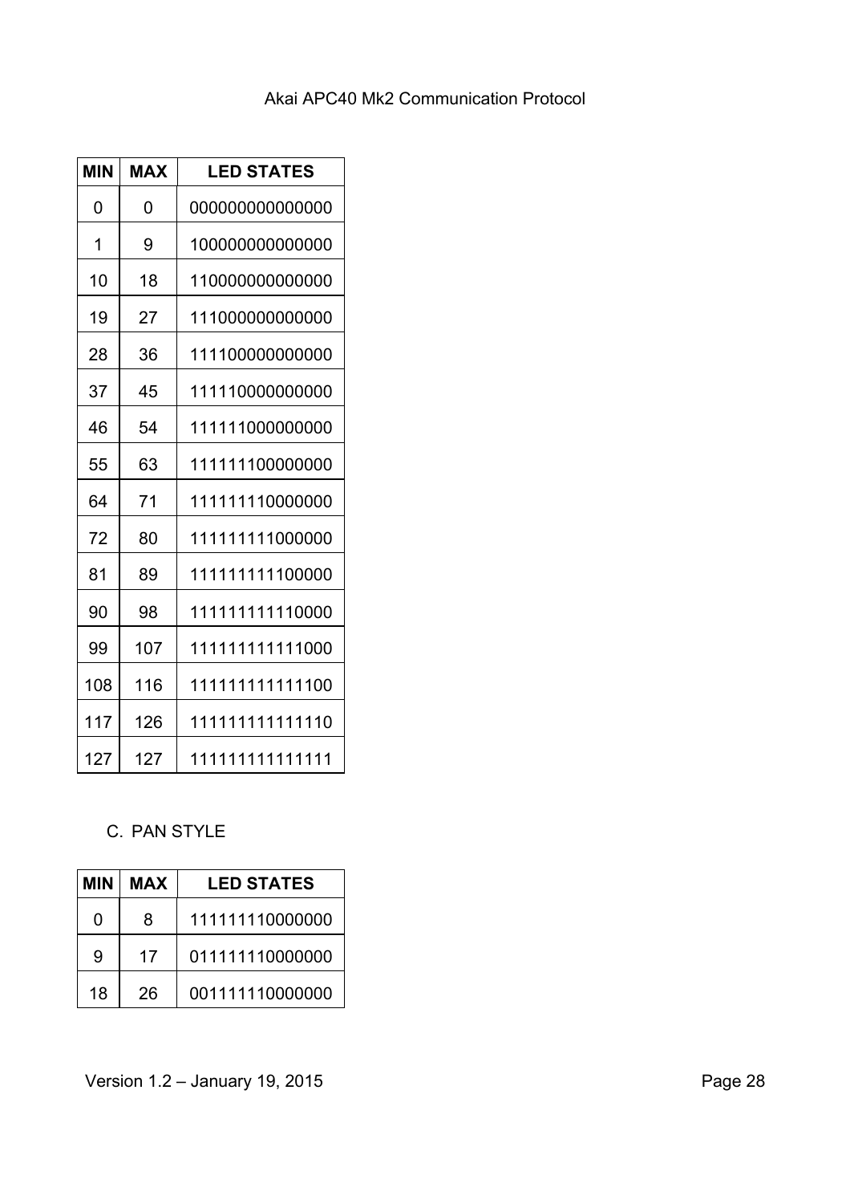| MIN | MAX | LED STATES |
|---|---|---|
| 0 | 0 | 000000000000000 |
| 1 | 9 | 100000000000000 |
| 10 | 18 | 110000000000000 |
| 19 | 27 | 111000000000000 |
| 28 | 36 | 111100000000000 |
| 37 | 45 | 111110000000000 |
| 46 | 54 | 111111000000000 |
| 55 | 63 | 111111100000000 |
| 64 | 71 | 111111110000000 |
| 72 | 80 | 111111111000000 |
| 81 | 89 | 111111111100000 |
| 90 | 98 | 111111111110000 |
| 99 | 107 | 111111111111000 |
| 108 | 116 | 111111111111100 |
| 117 | 126 | 111111111111110 |
| 127 | 127 | 111111111111111 |

C. PAN STYLE

| MIN | MAX | LED STATES |
|---|---|---|
| 0 | 8 | 111111110000000 |
| 9 | 17 | 011111110000000 |
| 18 | 26 | 001111110000000 |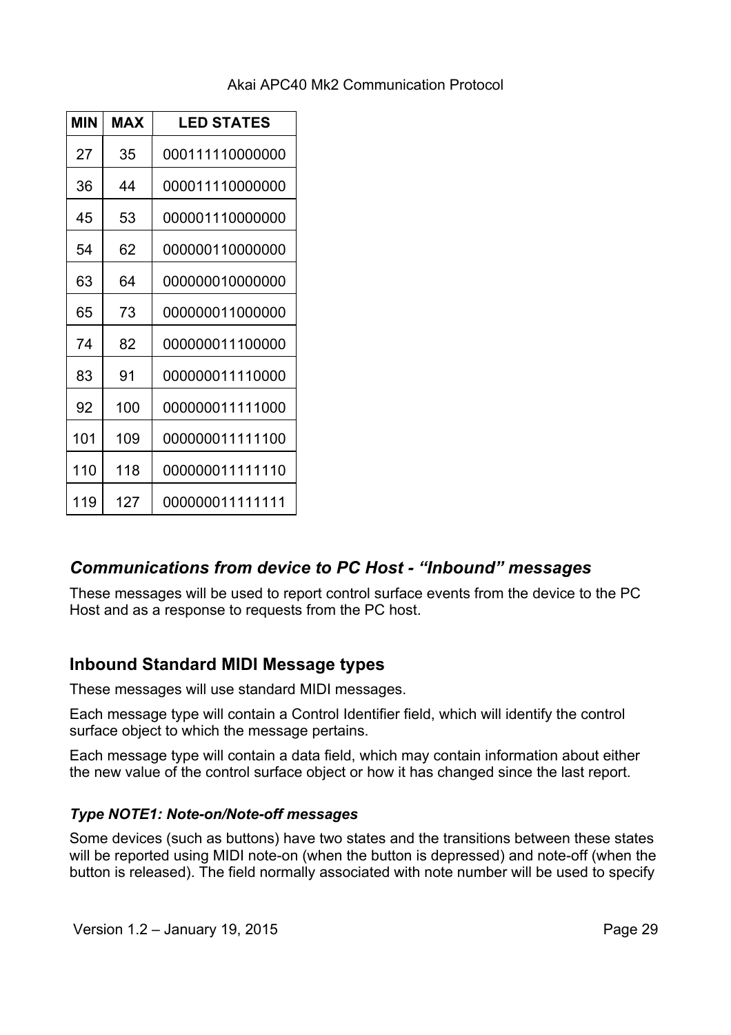| MIN | MAX | LED STATES |
|---|---|---|
| 27 | 35 | 000111110000000 |
| 36 | 44 | 000011110000000 |
| 45 | 53 | 000001110000000 |
| 54 | 62 | 000000110000000 |
| 63 | 64 | 000000010000000 |
| 65 | 73 | 000000011000000 |
| 74 | 82 | 000000011100000 |
| 83 | 91 | 000000011110000 |
| 92 | 100 | 000000011111000 |
| 101 | 109 | 000000011111100 |
| 110 | 118 | 000000011111110 |
| 119 | 127 | 000000011111111 |

## *Communications from device to PC Host - "Inbound" messages*

These messages will be used to report control surface events from the device to the PC Host and as a response to requests from the PC host.

## Inbound Standard MIDI Message types

These messages will use standard MIDI messages.

Each message type will contain a Control Identifier field, which will identify the control surface object to which the message pertains.

Each message type will contain a data field, which may contain information about either the new value of the control surface object or how it has changed since the last report.

### *Type NOTE1: Note-on/Note-off messages*

Some devices (such as buttons) have two states and the transitions between these states will be reported using MIDI note-on (when the button is depressed) and note-off (when the button is released). The field normally associated with note number will be used to specify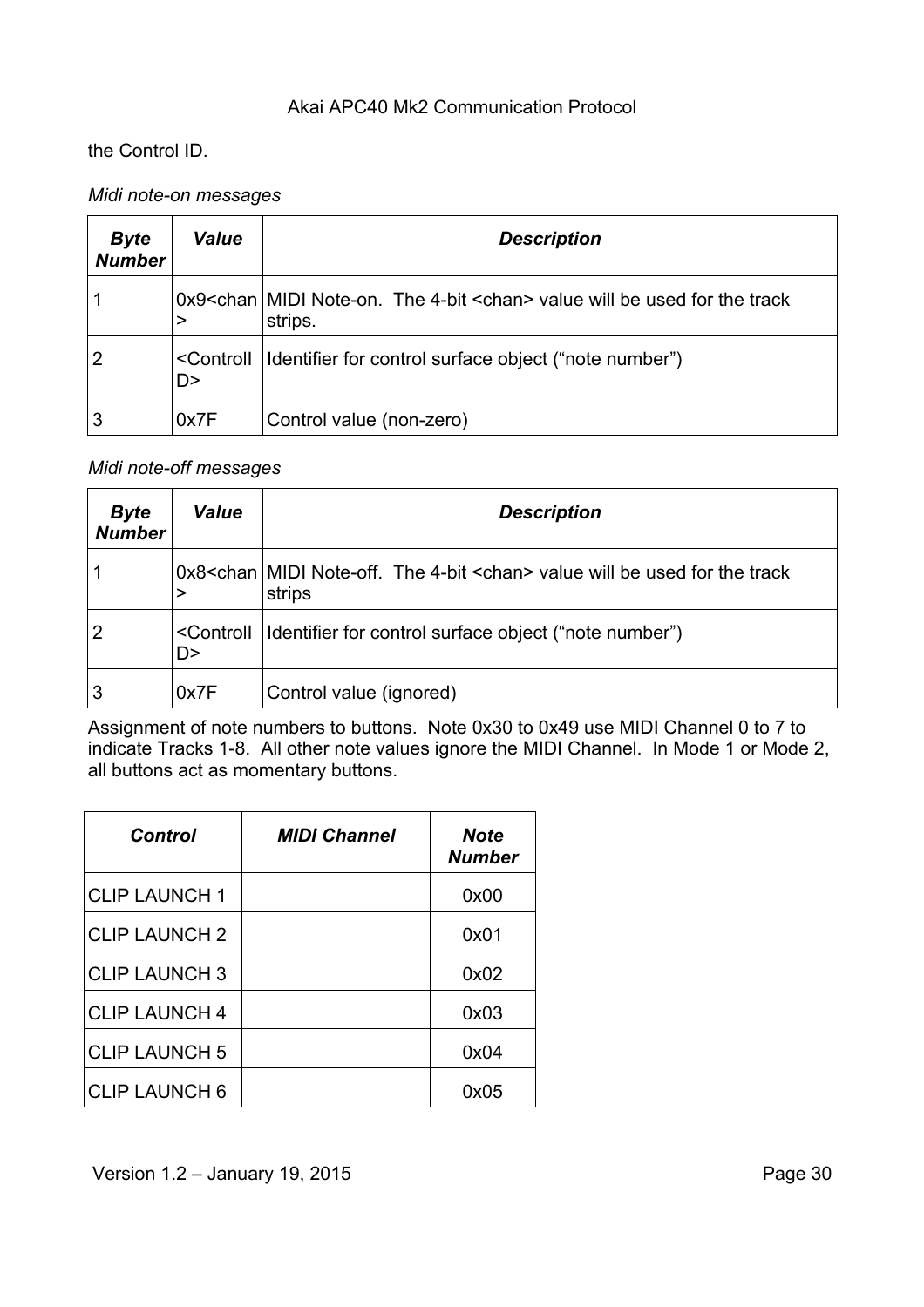the Control ID.

*Midi note-on messages*

| *Byte Number* | *Value* | *Description* |
|---|---|---|
| 1 | 0x9<chan> | MIDI Note-on. The 4-bit <chan> value will be used for the track strips. |
| 2 | <ControlID> | Identifier for control surface object ("note number") |
| 3 | 0x7F | Control value (non-zero) |

*Midi note-off messages*

| *Byte Number* | *Value* | *Description* |
|---|---|---|
| 1 | 0x8<chan> | MIDI Note-off. The 4-bit <chan> value will be used for the track strips |
| 2 | <ControlID> | Identifier for control surface object ("note number") |
| 3 | 0x7F | Control value (ignored) |

Assignment of note numbers to buttons. Note 0x30 to 0x49 use MIDI Channel 0 to 7 to indicate Tracks 1-8. All other note values ignore the MIDI Channel. In Mode 1 or Mode 2, all buttons act as momentary buttons.

| *Control* | *MIDI Channel* | *Note Number* |
|---|---|---|
| CLIP LAUNCH 1 | | 0x00 |
| CLIP LAUNCH 2 | | 0x01 |
| CLIP LAUNCH 3 | | 0x02 |
| CLIP LAUNCH 4 | | 0x03 |
| CLIP LAUNCH 5 | | 0x04 |
| CLIP LAUNCH 6 | | 0x05 |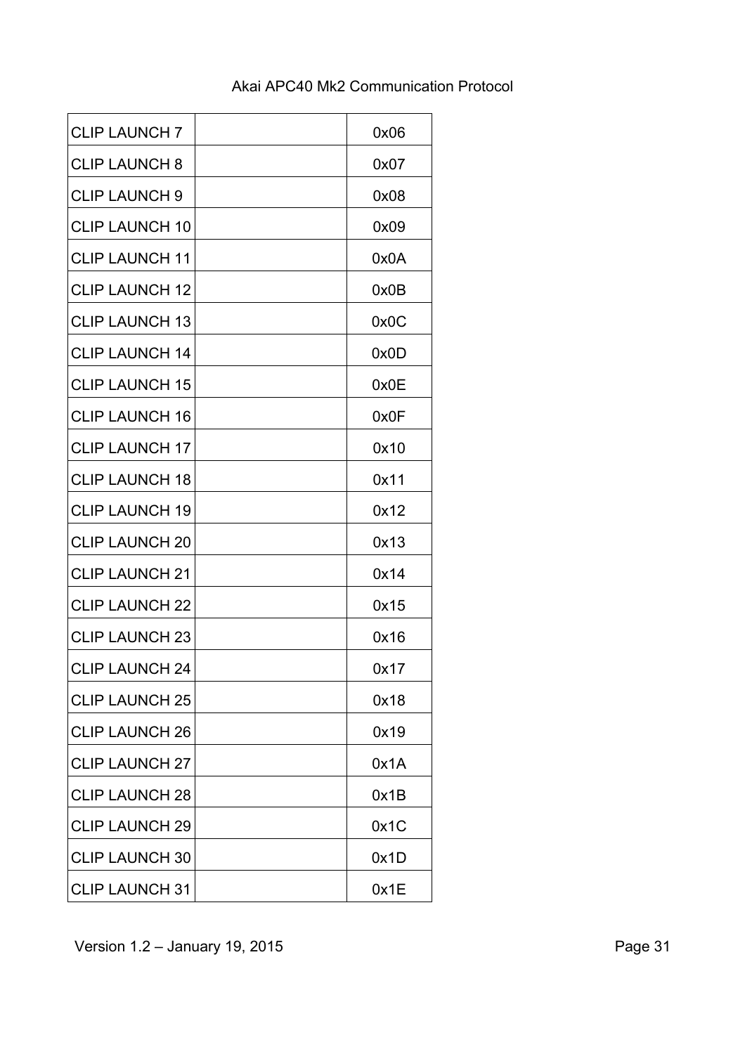| | | |
|---|---|---|
| CLIP LAUNCH 7 | | 0x06 |
| CLIP LAUNCH 8 | | 0x07 |
| CLIP LAUNCH 9 | | 0x08 |
| CLIP LAUNCH 10 | | 0x09 |
| CLIP LAUNCH 11 | | 0x0A |
| CLIP LAUNCH 12 | | 0x0B |
| CLIP LAUNCH 13 | | 0x0C |
| CLIP LAUNCH 14 | | 0x0D |
| CLIP LAUNCH 15 | | 0x0E |
| CLIP LAUNCH 16 | | 0x0F |
| CLIP LAUNCH 17 | | 0x10 |
| CLIP LAUNCH 18 | | 0x11 |
| CLIP LAUNCH 19 | | 0x12 |
| CLIP LAUNCH 20 | | 0x13 |
| CLIP LAUNCH 21 | | 0x14 |
| CLIP LAUNCH 22 | | 0x15 |
| CLIP LAUNCH 23 | | 0x16 |
| CLIP LAUNCH 24 | | 0x17 |
| CLIP LAUNCH 25 | | 0x18 |
| CLIP LAUNCH 26 | | 0x19 |
| CLIP LAUNCH 27 | | 0x1A |
| CLIP LAUNCH 28 | | 0x1B |
| CLIP LAUNCH 29 | | 0x1C |
| CLIP LAUNCH 30 | | 0x1D |
| CLIP LAUNCH 31 | | 0x1E |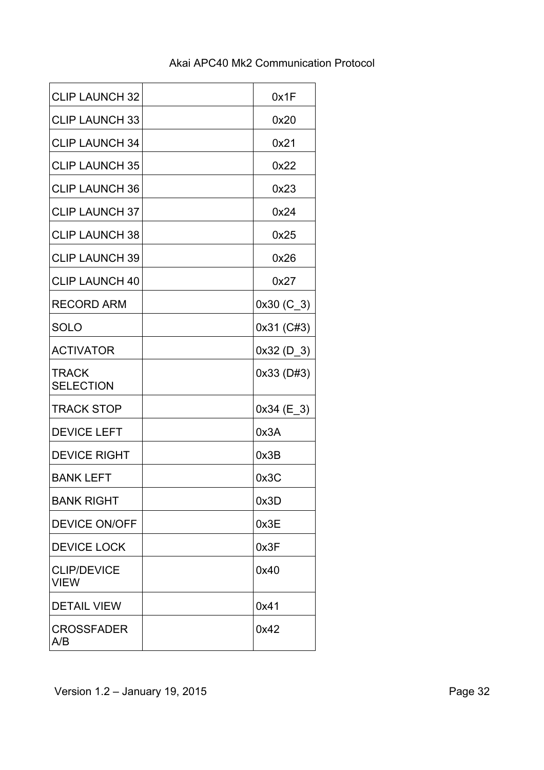| | | |
|---|---|---|
| CLIP LAUNCH 32 | | 0x1F |
| CLIP LAUNCH 33 | | 0x20 |
| CLIP LAUNCH 34 | | 0x21 |
| CLIP LAUNCH 35 | | 0x22 |
| CLIP LAUNCH 36 | | 0x23 |
| CLIP LAUNCH 37 | | 0x24 |
| CLIP LAUNCH 38 | | 0x25 |
| CLIP LAUNCH 39 | | 0x26 |
| CLIP LAUNCH 40 | | 0x27 |
| RECORD ARM | | 0x30 (C_3) |
| SOLO | | 0x31 (C#3) |
| ACTIVATOR | | 0x32 (D_3) |
| TRACK SELECTION | | 0x33 (D#3) |
| TRACK STOP | | 0x34 (E_3) |
| DEVICE LEFT | | 0x3A |
| DEVICE RIGHT | | 0x3B |
| BANK LEFT | | 0x3C |
| BANK RIGHT | | 0x3D |
| DEVICE ON/OFF | | 0x3E |
| DEVICE LOCK | | 0x3F |
| CLIP/DEVICE VIEW | | 0x40 |
| DETAIL VIEW | | 0x41 |
| CROSSFADER A/B | | 0x42 |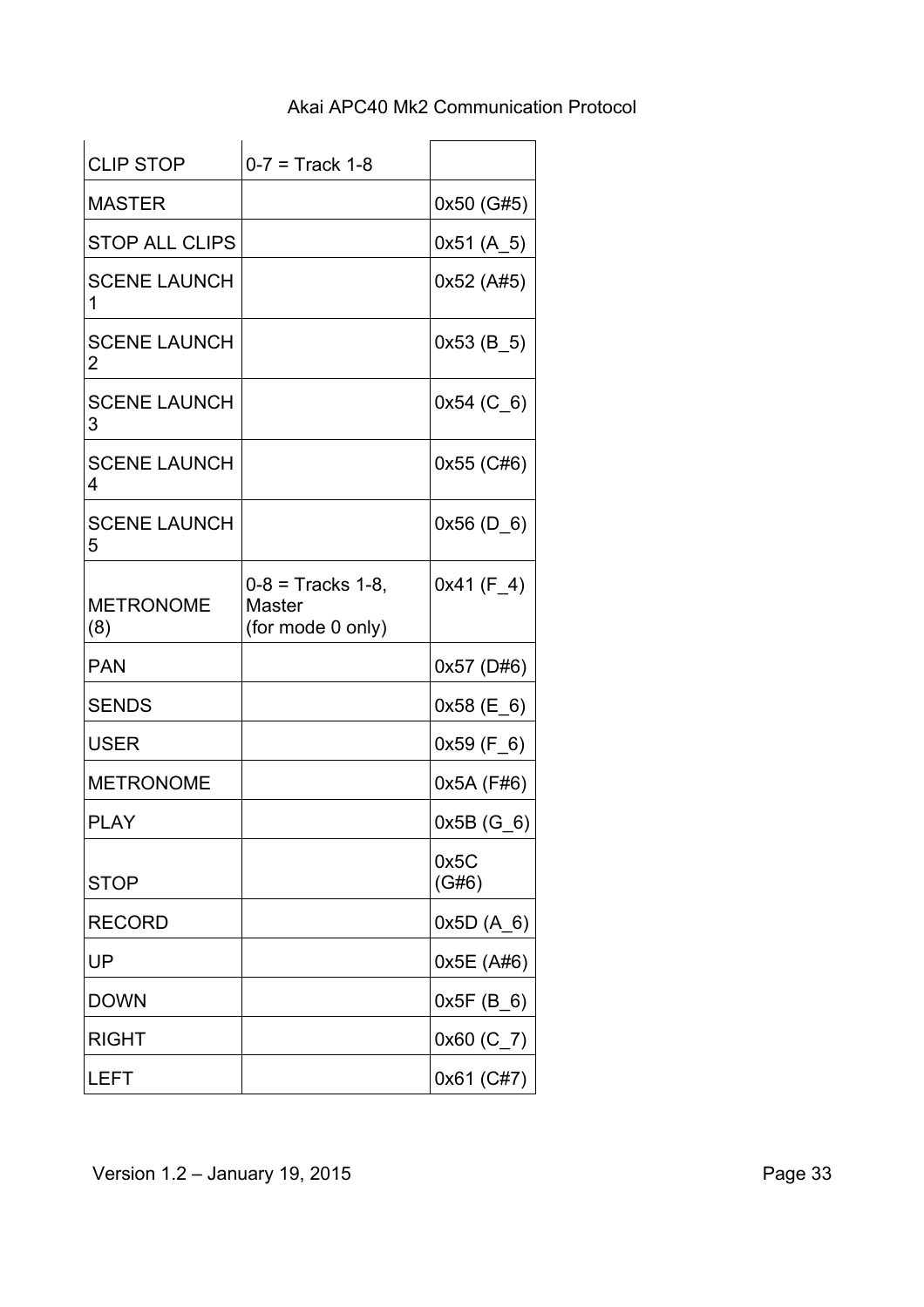| CLIP STOP | 0-7 = Track 1-8 | |
|---|---|---|
| MASTER | | 0x50 (G#5) |
| STOP ALL CLIPS | | 0x51 (A_5) |
| SCENE LAUNCH 1 | | 0x52 (A#5) |
| SCENE LAUNCH 2 | | 0x53 (B_5) |
| SCENE LAUNCH 3 | | 0x54 (C_6) |
| SCENE LAUNCH 4 | | 0x55 (C#6) |
| SCENE LAUNCH 5 | | 0x56 (D_6) |
| METRONOME (8) | 0-8 = Tracks 1-8, Master (for mode 0 only) | 0x41 (F_4) |
| PAN | | 0x57 (D#6) |
| SENDS | | 0x58 (E_6) |
| USER | | 0x59 (F_6) |
| METRONOME | | 0x5A (F#6) |
| PLAY | | 0x5B (G_6) |
| STOP | | 0x5C (G#6) |
| RECORD | | 0x5D (A_6) |
| UP | | 0x5E (A#6) |
| DOWN | | 0x5F (B_6) |
| RIGHT | | 0x60 (C_7) |
| LEFT | | 0x61 (C#7) |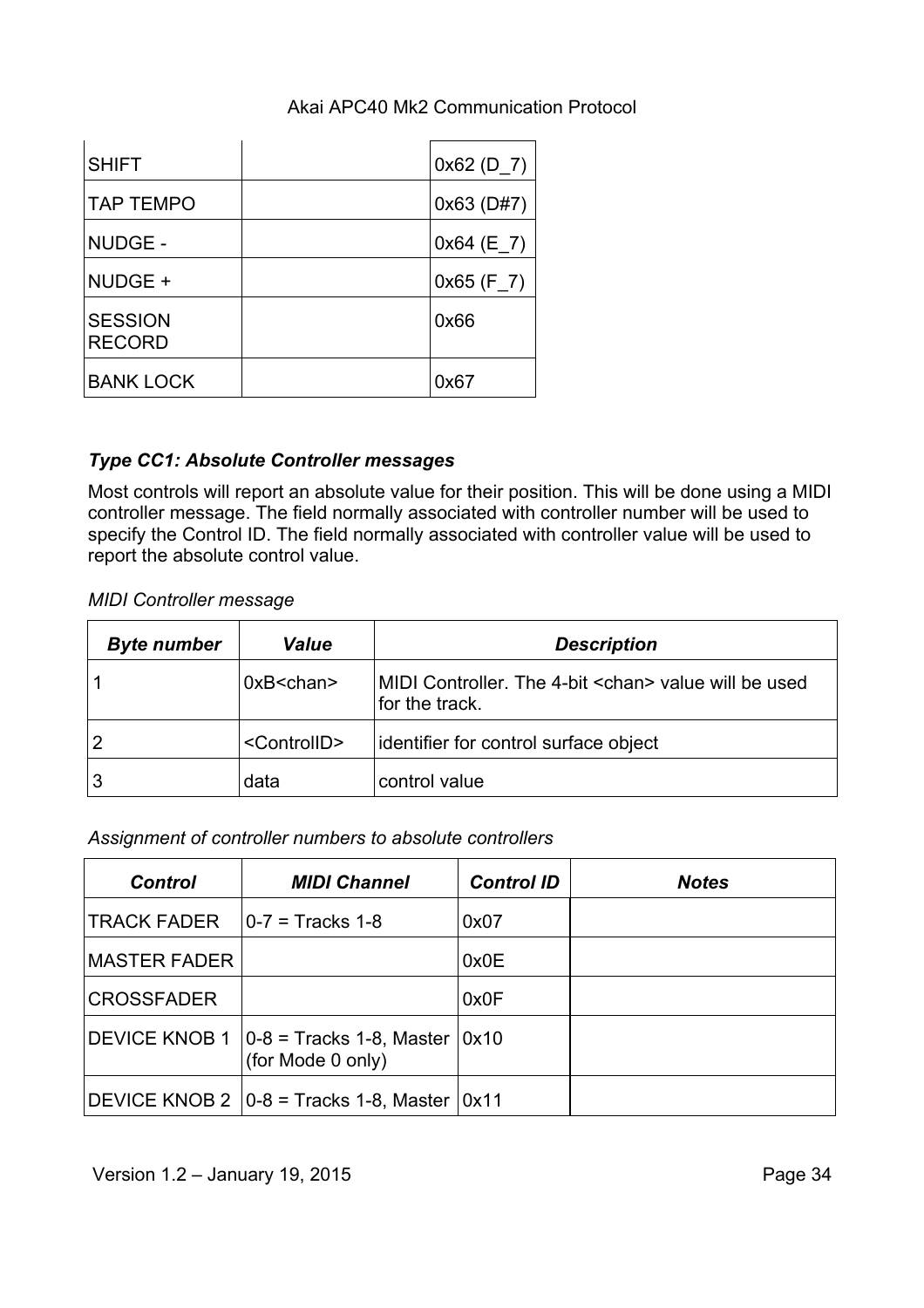| SHIFT | | 0x62 (D_7) |
|---|---|---|
| TAP TEMPO | | 0x63 (D#7) |
| NUDGE - | | 0x64 (E_7) |
| NUDGE + | | 0x65 (F_7) |
| SESSION RECORD | | 0x66 |
| BANK LOCK | | 0x67 |

### *Type CC1: Absolute Controller messages*

Most controls will report an absolute value for their position. This will be done using a MIDI controller message. The field normally associated with controller number will be used to specify the Control ID. The field normally associated with controller value will be used to report the absolute control value.

*MIDI Controller message*

| ***Byte number*** | ***Value*** | ***Description*** |
|---|---|---|
| 1 | 0xB<chan> | MIDI Controller. The 4-bit <chan> value will be used for the track. |
| 2 | <ControlID> | identifier for control surface object |
| 3 | data | control value |

*Assignment of controller numbers to absolute controllers*

| ***Control*** | ***MIDI Channel*** | ***Control ID*** | ***Notes*** |
|---|---|---|---|
| TRACK FADER | 0-7 = Tracks 1-8 | 0x07 | |
| MASTER FADER | | 0x0E | |
| CROSSFADER | | 0x0F | |
| DEVICE KNOB 1 | 0-8 = Tracks 1-8, Master (for Mode 0 only) | 0x10 | |
| DEVICE KNOB 2 | 0-8 = Tracks 1-8, Master | 0x11 | |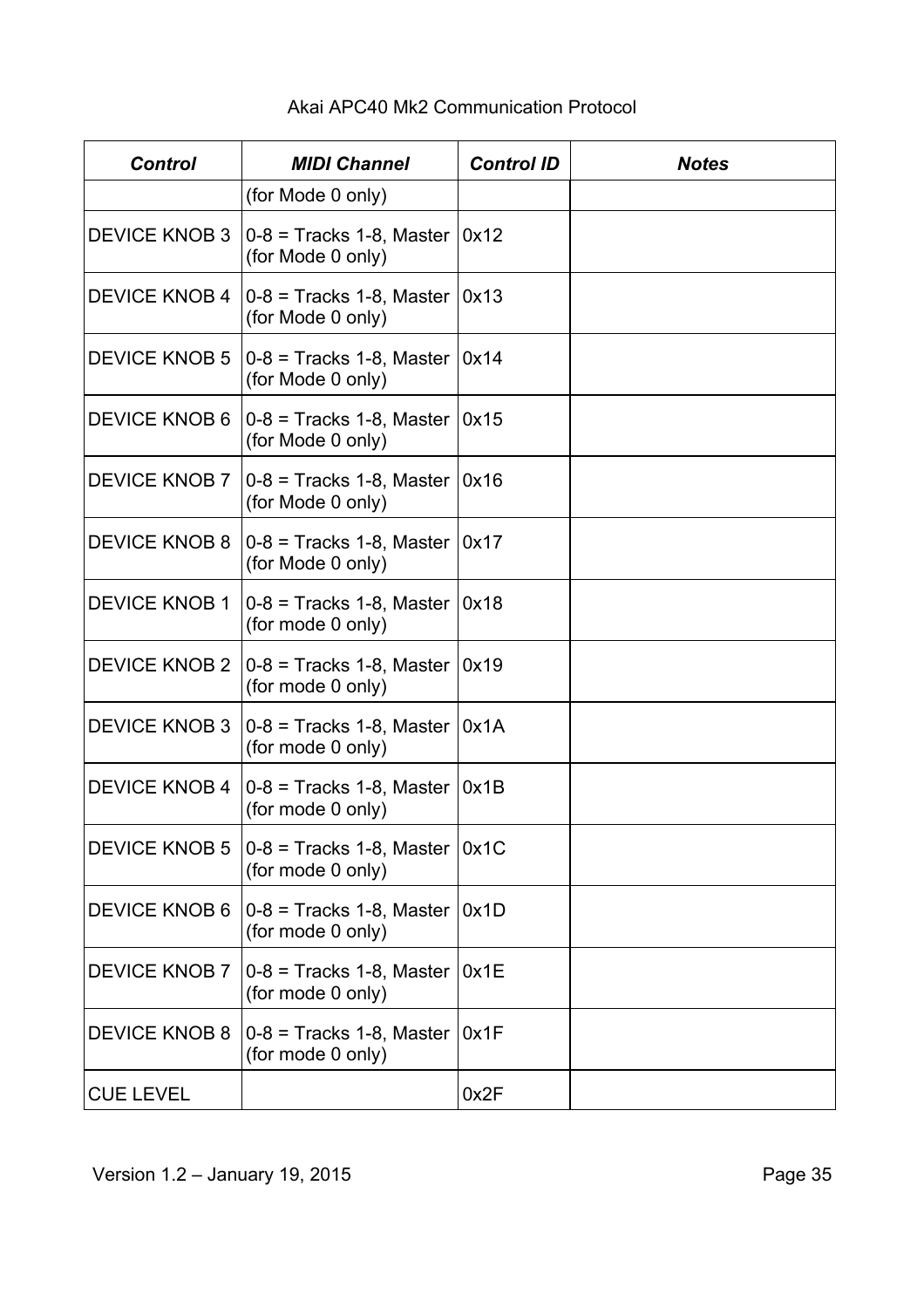| *Control* | *MIDI Channel* | *Control ID* | *Notes* |
|---|---|---|---|
| | (for Mode 0 only) | | |
| DEVICE KNOB 3 | 0-8 = Tracks 1-8, Master (for Mode 0 only) | 0x12 | |
| DEVICE KNOB 4 | 0-8 = Tracks 1-8, Master (for Mode 0 only) | 0x13 | |
| DEVICE KNOB 5 | 0-8 = Tracks 1-8, Master (for Mode 0 only) | 0x14 | |
| DEVICE KNOB 6 | 0-8 = Tracks 1-8, Master (for Mode 0 only) | 0x15 | |
| DEVICE KNOB 7 | 0-8 = Tracks 1-8, Master (for Mode 0 only) | 0x16 | |
| DEVICE KNOB 8 | 0-8 = Tracks 1-8, Master (for Mode 0 only) | 0x17 | |
| DEVICE KNOB 1 | 0-8 = Tracks 1-8, Master (for mode 0 only) | 0x18 | |
| DEVICE KNOB 2 | 0-8 = Tracks 1-8, Master (for mode 0 only) | 0x19 | |
| DEVICE KNOB 3 | 0-8 = Tracks 1-8, Master (for mode 0 only) | 0x1A | |
| DEVICE KNOB 4 | 0-8 = Tracks 1-8, Master (for mode 0 only) | 0x1B | |
| DEVICE KNOB 5 | 0-8 = Tracks 1-8, Master (for mode 0 only) | 0x1C | |
| DEVICE KNOB 6 | 0-8 = Tracks 1-8, Master (for mode 0 only) | 0x1D | |
| DEVICE KNOB 7 | 0-8 = Tracks 1-8, Master (for mode 0 only) | 0x1E | |
| DEVICE KNOB 8 | 0-8 = Tracks 1-8, Master (for mode 0 only) | 0x1F | |
| CUE LEVEL | | 0x2F | |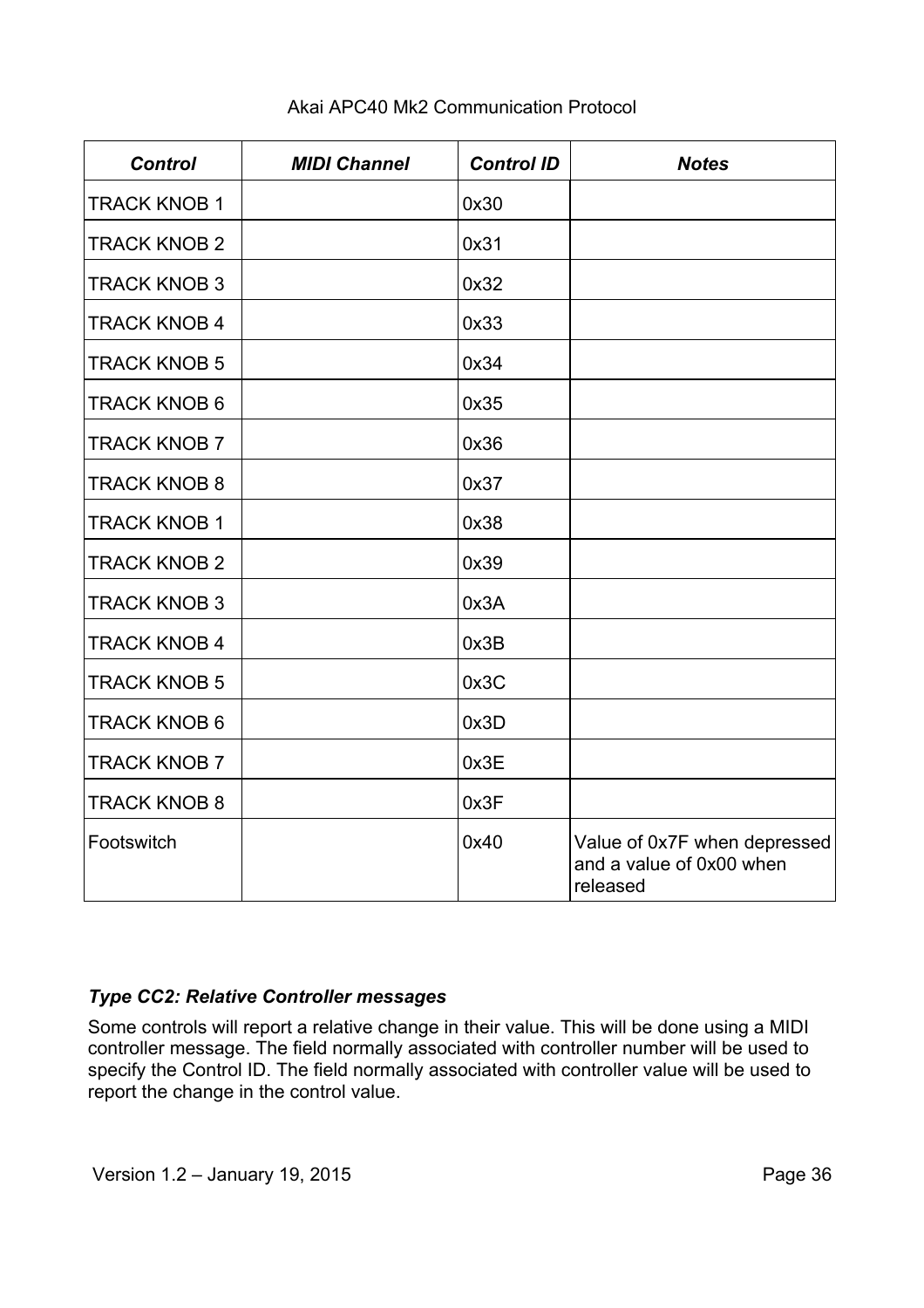| *Control* | *MIDI Channel* | *Control ID* | *Notes* |
|---|---|---|---|
| TRACK KNOB 1 | | 0x30 | |
| TRACK KNOB 2 | | 0x31 | |
| TRACK KNOB 3 | | 0x32 | |
| TRACK KNOB 4 | | 0x33 | |
| TRACK KNOB 5 | | 0x34 | |
| TRACK KNOB 6 | | 0x35 | |
| TRACK KNOB 7 | | 0x36 | |
| TRACK KNOB 8 | | 0x37 | |
| TRACK KNOB 1 | | 0x38 | |
| TRACK KNOB 2 | | 0x39 | |
| TRACK KNOB 3 | | 0x3A | |
| TRACK KNOB 4 | | 0x3B | |
| TRACK KNOB 5 | | 0x3C | |
| TRACK KNOB 6 | | 0x3D | |
| TRACK KNOB 7 | | 0x3E | |
| TRACK KNOB 8 | | 0x3F | |
| Footswitch | | 0x40 | Value of 0x7F when depressed and a value of 0x00 when released |

### *Type CC2: Relative Controller messages*

Some controls will report a relative change in their value. This will be done using a MIDI controller message. The field normally associated with controller number will be used to specify the Control ID. The field normally associated with controller value will be used to report the change in the control value.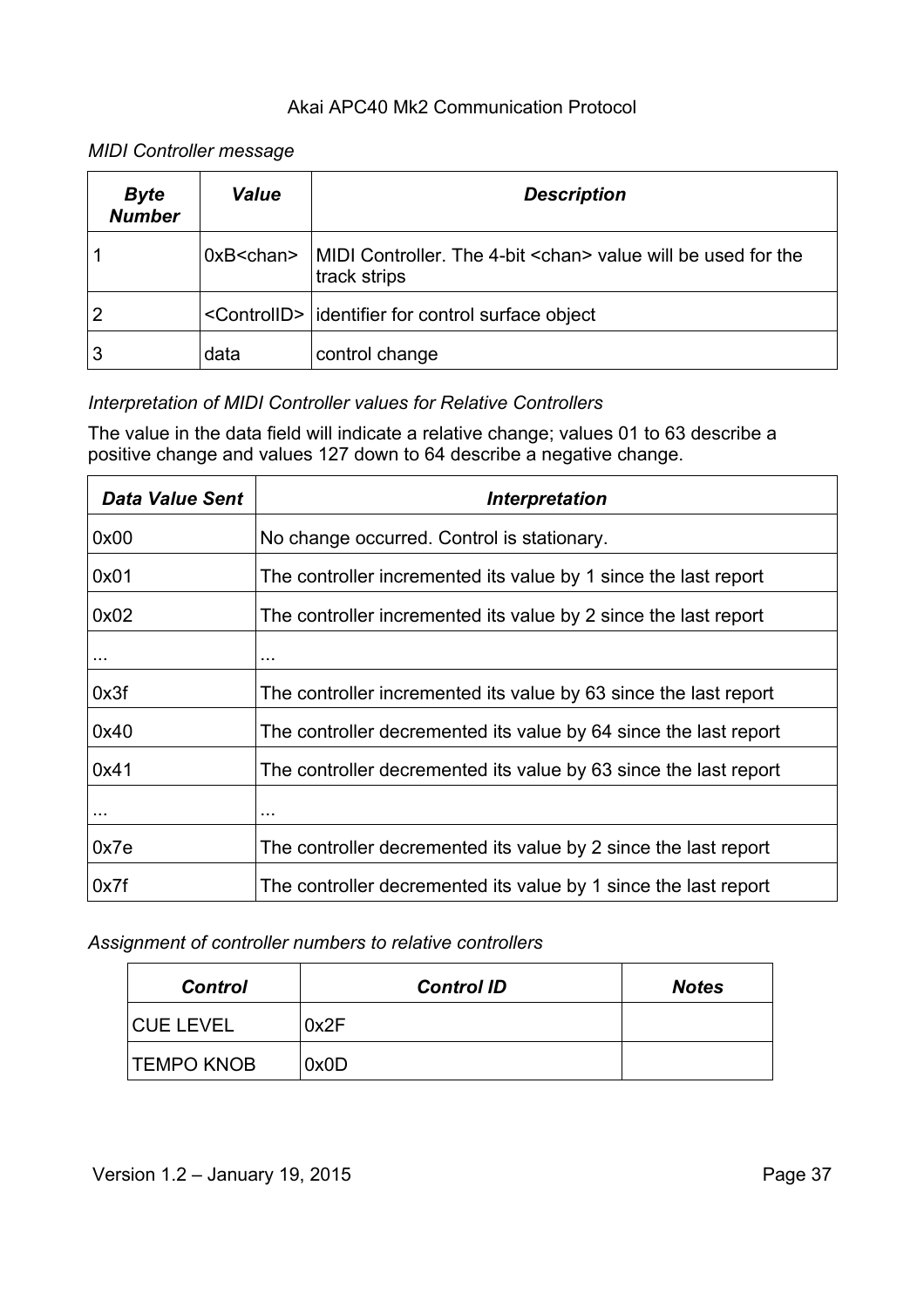*MIDI Controller message*

| Byte Number | Value | Description |
|---|---|---|
| 1 | 0xB<chan> | MIDI Controller. The 4-bit <chan> value will be used for the track strips |
| 2 | <ControlID> | identifier for control surface object |
| 3 | data | control change |

*Interpretation of MIDI Controller values for Relative Controllers*

The value in the data field will indicate a relative change; values 01 to 63 describe a positive change and values 127 down to 64 describe a negative change.

| Data Value Sent | Interpretation |
|---|---|
| 0x00 | No change occurred. Control is stationary. |
| 0x01 | The controller incremented its value by 1 since the last report |
| 0x02 | The controller incremented its value by 2 since the last report |
| ... | ... |
| 0x3f | The controller incremented its value by 63 since the last report |
| 0x40 | The controller decremented its value by 64 since the last report |
| 0x41 | The controller decremented its value by 63 since the last report |
| ... | ... |
| 0x7e | The controller decremented its value by 2 since the last report |
| 0x7f | The controller decremented its value by 1 since the last report |

*Assignment of controller numbers to relative controllers*

| Control | Control ID | Notes |
|---|---|---|
| CUE LEVEL | 0x2F | |
| TEMPO KNOB | 0x0D | |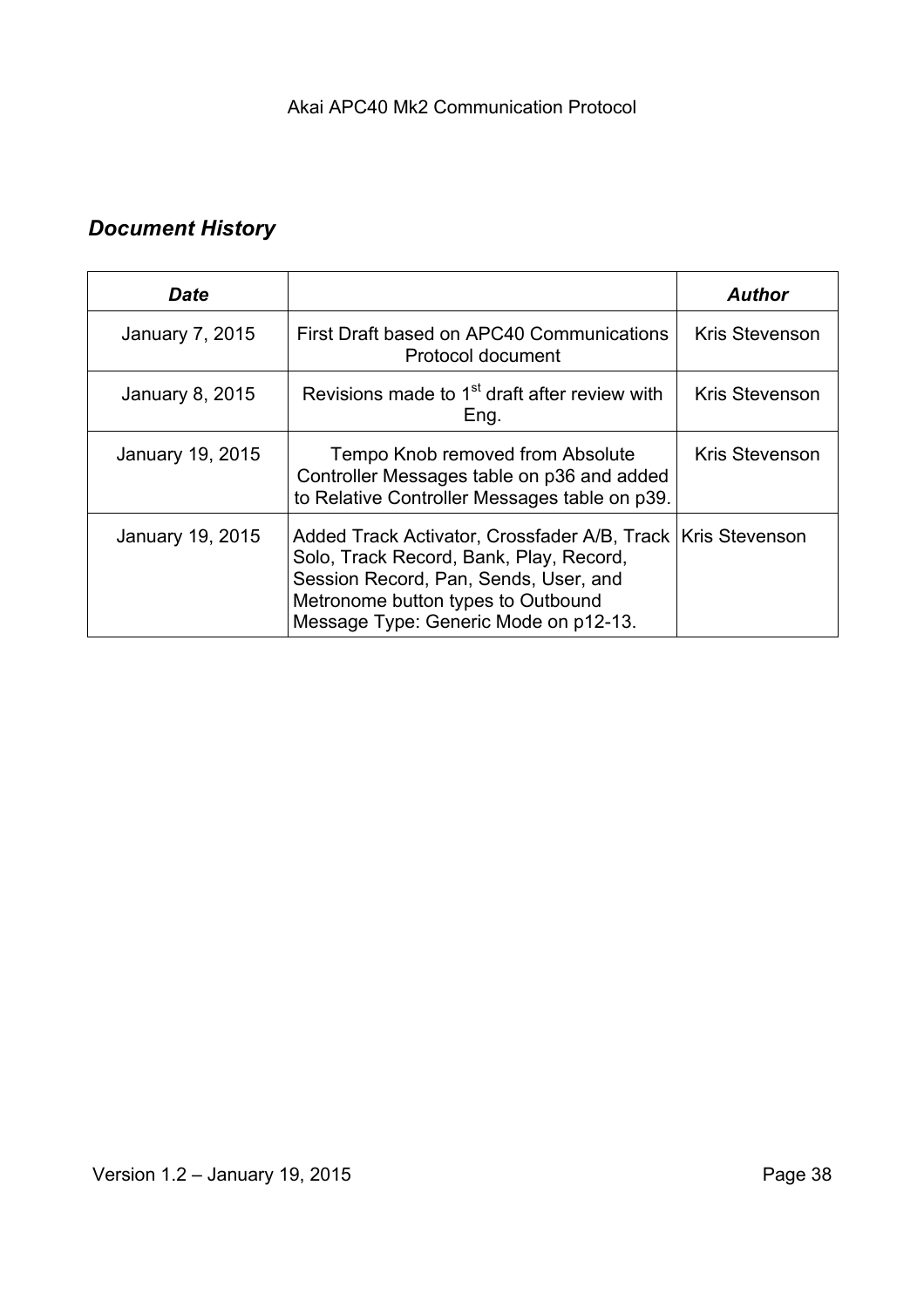## *Document History*

| *Date* | | *Author* |
|---|---|---|
| January 7, 2015 | First Draft based on APC40 Communications Protocol document | Kris Stevenson |
| January 8, 2015 | Revisions made to 1st draft after review with Eng. | Kris Stevenson |
| January 19, 2015 | Tempo Knob removed from Absolute Controller Messages table on p36 and added to Relative Controller Messages table on p39. | Kris Stevenson |
| January 19, 2015 | Added Track Activator, Crossfader A/B, Track Solo, Track Record, Bank, Play, Record, Session Record, Pan, Sends, User, and Metronome button types to Outbound Message Type: Generic Mode on p12-13. | Kris Stevenson |